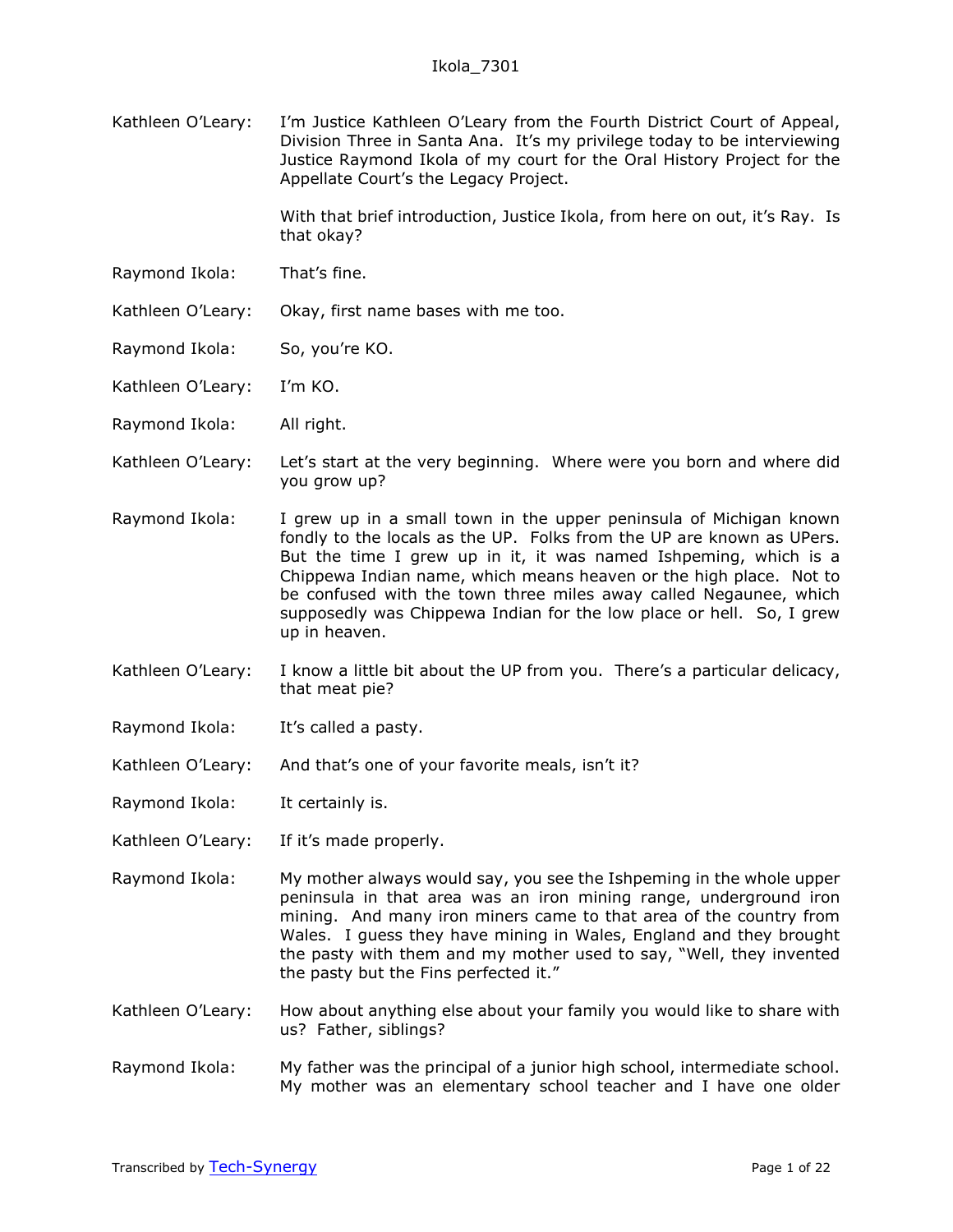Kathleen O'Leary: I'm Justice Kathleen O'Leary from the Fourth District Court of Appeal, Division Three in Santa Ana. It's my privilege today to be interviewing Justice Raymond Ikola of my court for the Oral History Project for the Appellate Court's the Legacy Project.

With that brief introduction, Justice Ikola, from here on out, it's Ray. Is that okay?

Raymond Ikola: That's fine.

Kathleen O'Leary: Okay, first name bases with me too.

Raymond Ikola: So, you're KO.

Kathleen O'Leary: I'm KO.

Raymond Ikola: All right.

Kathleen O'Leary: Let's start at the very beginning. Where were you born and where did you grow up?

Raymond Ikola: I grew up in a small town in the upper peninsula of Michigan known fondly to the locals as the UP. Folks from the UP are known as UPers. But the time I grew up in it, it was named Ishpeming, which is a Chippewa Indian name, which means heaven or the high place. Not to be confused with the town three miles away called Negaunee, which supposedly was Chippewa Indian for the low place or hell. So, I grew up in heaven.

Kathleen O'Leary: I know a little bit about the UP from you. There's a particular delicacy, that meat pie?

Raymond Ikola: It's called a pasty.

Kathleen O'Leary: And that's one of your favorite meals, isn't it?

Raymond Ikola: It certainly is.

Kathleen O'Leary: If it's made properly.

Raymond Ikola: My mother always would say, you see the Ishpeming in the whole upper peninsula in that area was an iron mining range, underground iron mining. And many iron miners came to that area of the country from Wales. I guess they have mining in Wales, England and they brought the pasty with them and my mother used to say, "Well, they invented the pasty but the Fins perfected it."

Kathleen O'Leary: How about anything else about your family you would like to share with us? Father, siblings?

Raymond Ikola: My father was the principal of a junior high school, intermediate school. My mother was an elementary school teacher and I have one older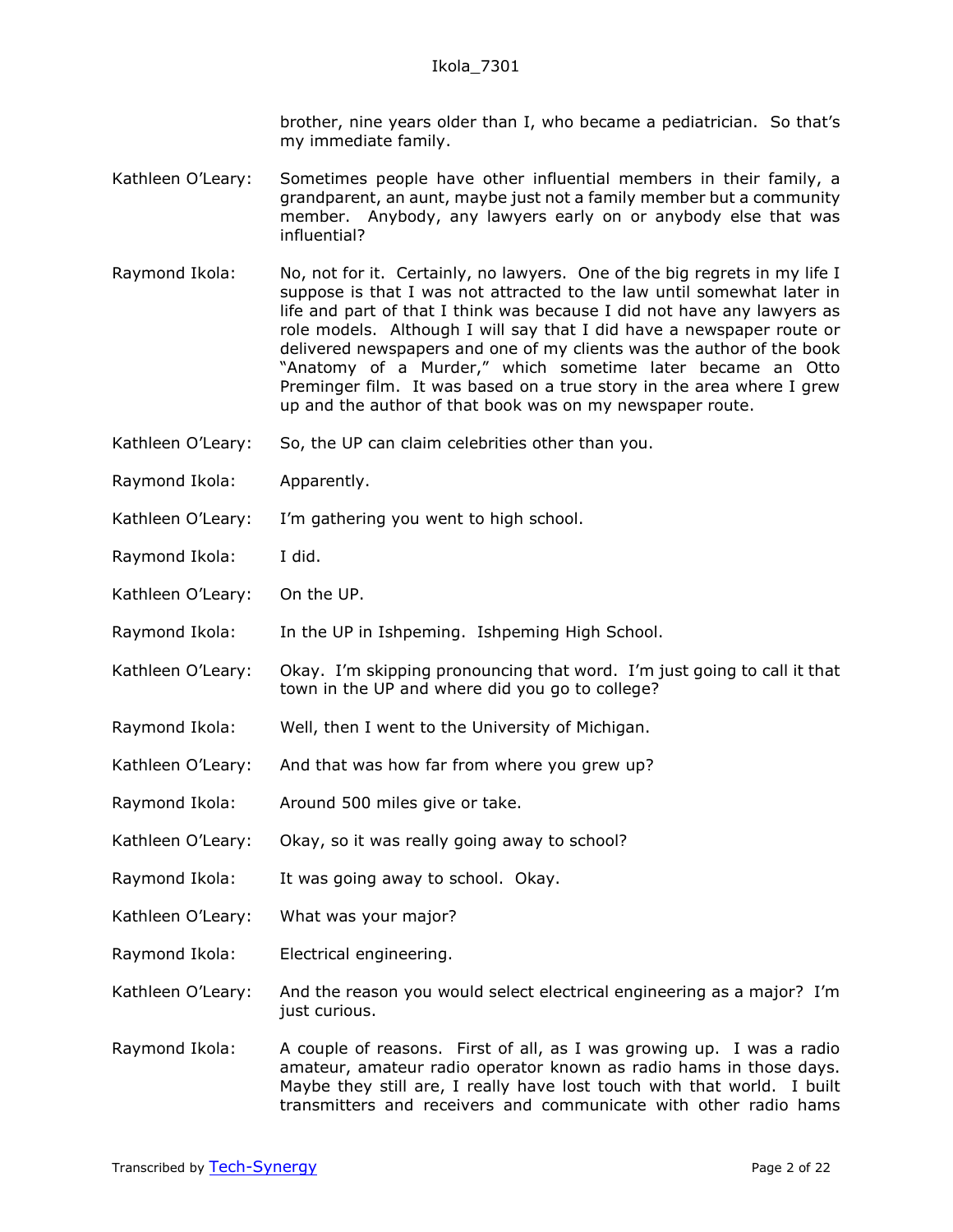brother, nine years older than I, who became a pediatrician. So that's my immediate family.

Kathleen O'Leary: Sometimes people have other influential members in their family, a grandparent, an aunt, maybe just not a family member but a community member. Anybody, any lawyers early on or anybody else that was influential?

Raymond Ikola: No, not for it. Certainly, no lawyers. One of the big regrets in my life I suppose is that I was not attracted to the law until somewhat later in life and part of that I think was because I did not have any lawyers as role models. Although I will say that I did have a newspaper route or delivered newspapers and one of my clients was the author of the book "Anatomy of a Murder," which sometime later became an Otto Preminger film. It was based on a true story in the area where I grew up and the author of that book was on my newspaper route.

Kathleen O'Leary: So, the UP can claim celebrities other than you.

Raymond Ikola: Apparently.

Kathleen O'Leary: I'm gathering you went to high school.

Raymond Ikola: I did.

Kathleen O'Leary: On the UP.

Raymond Ikola: In the UP in Ishpeming. Ishpeming High School.

Kathleen O'Leary: Okay. I'm skipping pronouncing that word. I'm just going to call it that town in the UP and where did you go to college?

Raymond Ikola: Well, then I went to the University of Michigan.

Kathleen O'Leary: And that was how far from where you grew up?

Raymond Ikola: Around 500 miles give or take.

Kathleen O'Leary: Okay, so it was really going away to school?

Raymond Ikola: It was going away to school. Okay.

Kathleen O'Leary: What was your major?

Raymond Ikola: Electrical engineering.

Kathleen O'Leary: And the reason you would select electrical engineering as a major? I'm just curious.

Raymond Ikola: A couple of reasons. First of all, as I was growing up. I was a radio amateur, amateur radio operator known as radio hams in those days. Maybe they still are, I really have lost touch with that world. I built transmitters and receivers and communicate with other radio hams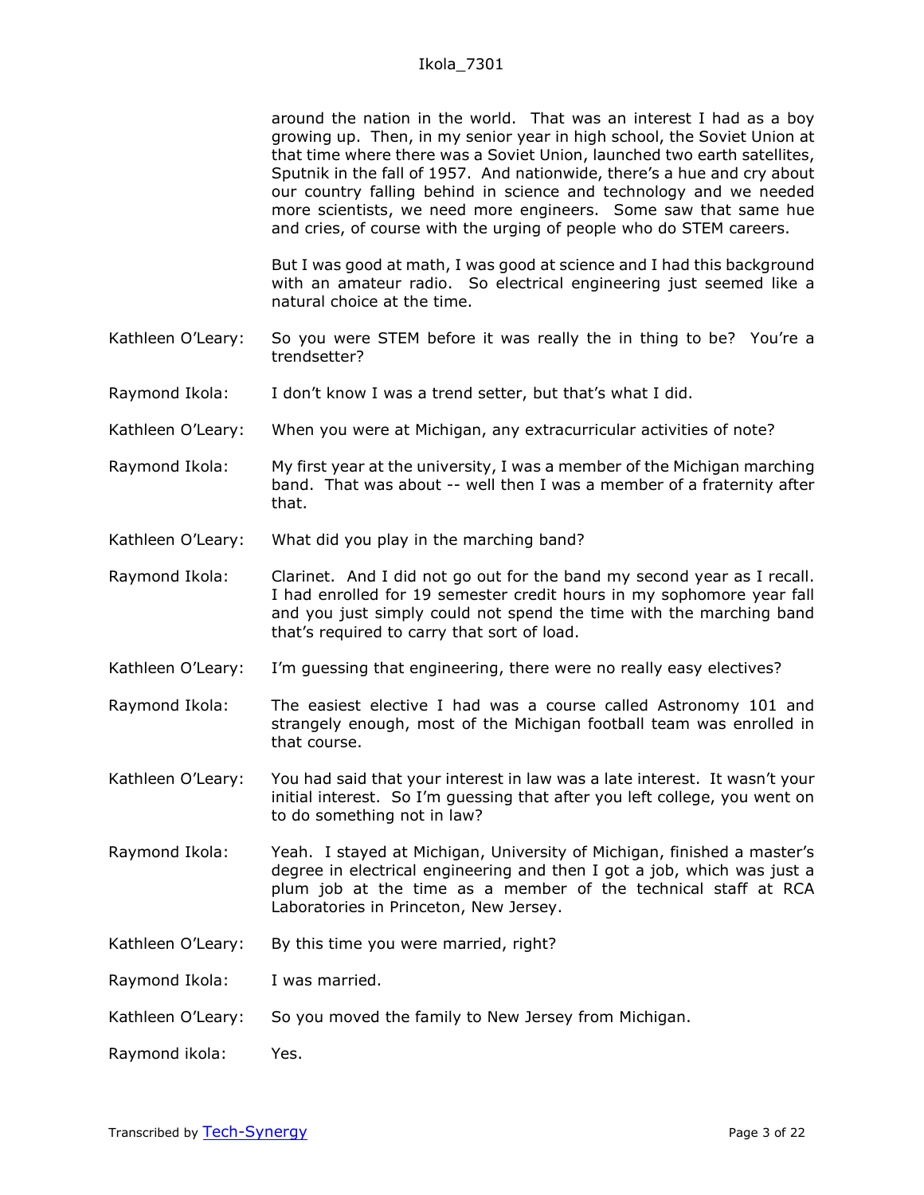around the nation in the world. That was an interest I had as a boy growing up. Then, in my senior year in high school, the Soviet Union at that time where there was a Soviet Union, launched two earth satellites, Sputnik in the fall of 1957. And nationwide, there's a hue and cry about our country falling behind in science and technology and we needed more scientists, we need more engineers. Some saw that same hue and cries, of course with the urging of people who do STEM careers.

But I was good at math, I was good at science and I had this background with an amateur radio. So electrical engineering just seemed like a natural choice at the time.

Kathleen O'Leary: So you were STEM before it was really the in thing to be? You're a trendsetter?

Raymond Ikola: I don't know I was a trend setter, but that's what I did.

Kathleen O'Leary: When you were at Michigan, any extracurricular activities of note?

Raymond Ikola: My first year at the university, I was a member of the Michigan marching band. That was about -- well then I was a member of a fraternity after that.

Kathleen O'Leary: What did you play in the marching band?

Raymond Ikola: Clarinet. And I did not go out for the band my second year as I recall. I had enrolled for 19 semester credit hours in my sophomore year fall and you just simply could not spend the time with the marching band that's required to carry that sort of load.

Kathleen O'Leary: I'm guessing that engineering, there were no really easy electives?

Raymond Ikola: The easiest elective I had was a course called Astronomy 101 and strangely enough, most of the Michigan football team was enrolled in that course.

Kathleen O'Leary: You had said that your interest in law was a late interest. It wasn't your initial interest. So I'm guessing that after you left college, you went on to do something not in law?

Raymond Ikola: Yeah. I stayed at Michigan, University of Michigan, finished a master's degree in electrical engineering and then I got a job, which was just a plum job at the time as a member of the technical staff at RCA Laboratories in Princeton, New Jersey.

Kathleen O'Leary: By this time you were married, right?

Raymond Ikola: I was married.

Kathleen O'Leary: So you moved the family to New Jersey from Michigan.

Raymond ikola: Yes.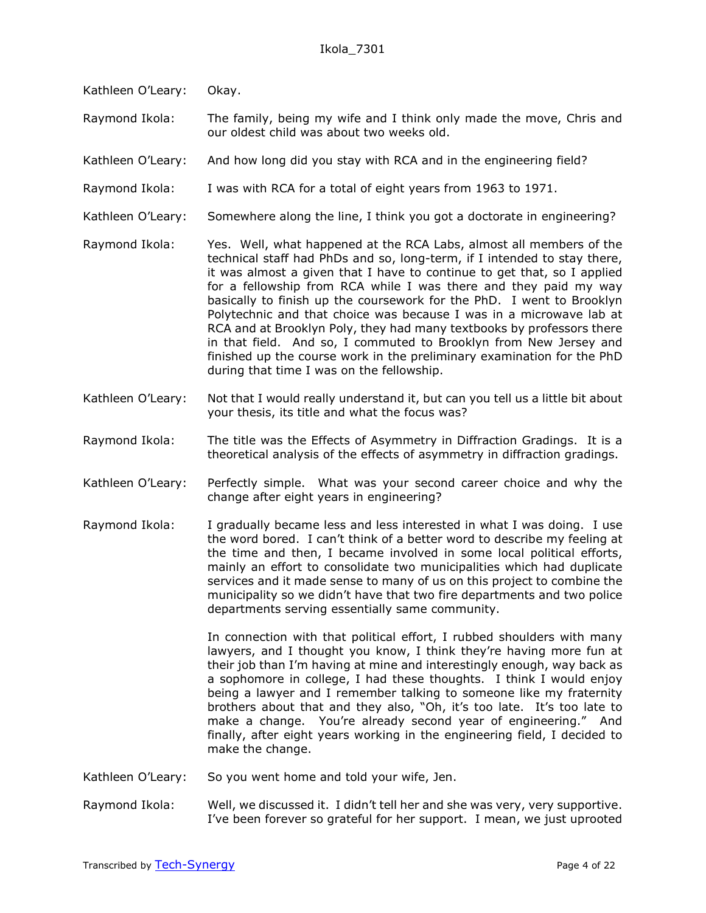Kathleen O'Leary: Okay.

Raymond Ikola: The family, being my wife and I think only made the move, Chris and our oldest child was about two weeks old.

Kathleen O'Leary: And how long did you stay with RCA and in the engineering field?

Raymond Ikola: I was with RCA for a total of eight years from 1963 to 1971.

Kathleen O'Leary: Somewhere along the line, I think you got a doctorate in engineering?

Raymond Ikola: Yes. Well, what happened at the RCA Labs, almost all members of the technical staff had PhDs and so, long-term, if I intended to stay there, it was almost a given that I have to continue to get that, so I applied for a fellowship from RCA while I was there and they paid my way basically to finish up the coursework for the PhD. I went to Brooklyn Polytechnic and that choice was because I was in a microwave lab at RCA and at Brooklyn Poly, they had many textbooks by professors there in that field. And so, I commuted to Brooklyn from New Jersey and finished up the course work in the preliminary examination for the PhD during that time I was on the fellowship.

Kathleen O'Leary: Not that I would really understand it, but can you tell us a little bit about your thesis, its title and what the focus was?

Raymond Ikola: The title was the Effects of Asymmetry in Diffraction Gradings. It is a theoretical analysis of the effects of asymmetry in diffraction gradings.

Kathleen O'Leary: Perfectly simple. What was your second career choice and why the change after eight years in engineering?

Raymond Ikola: I gradually became less and less interested in what I was doing. I use the word bored. I can't think of a better word to describe my feeling at the time and then, I became involved in some local political efforts, mainly an effort to consolidate two municipalities which had duplicate services and it made sense to many of us on this project to combine the municipality so we didn't have that two fire departments and two police departments serving essentially same community.

In connection with that political effort, I rubbed shoulders with many lawyers, and I thought you know, I think they're having more fun at their job than I'm having at mine and interestingly enough, way back as a sophomore in college, I had these thoughts. I think I would enjoy being a lawyer and I remember talking to someone like my fraternity brothers about that and they also, "Oh, it's too late. It's too late to make a change. You're already second year of engineering." And finally, after eight years working in the engineering field, I decided to make the change.

Kathleen O'Leary: So you went home and told your wife, Jen.

Raymond Ikola: Well, we discussed it. I didn't tell her and she was very, very supportive. I've been forever so grateful for her support. I mean, we just uprooted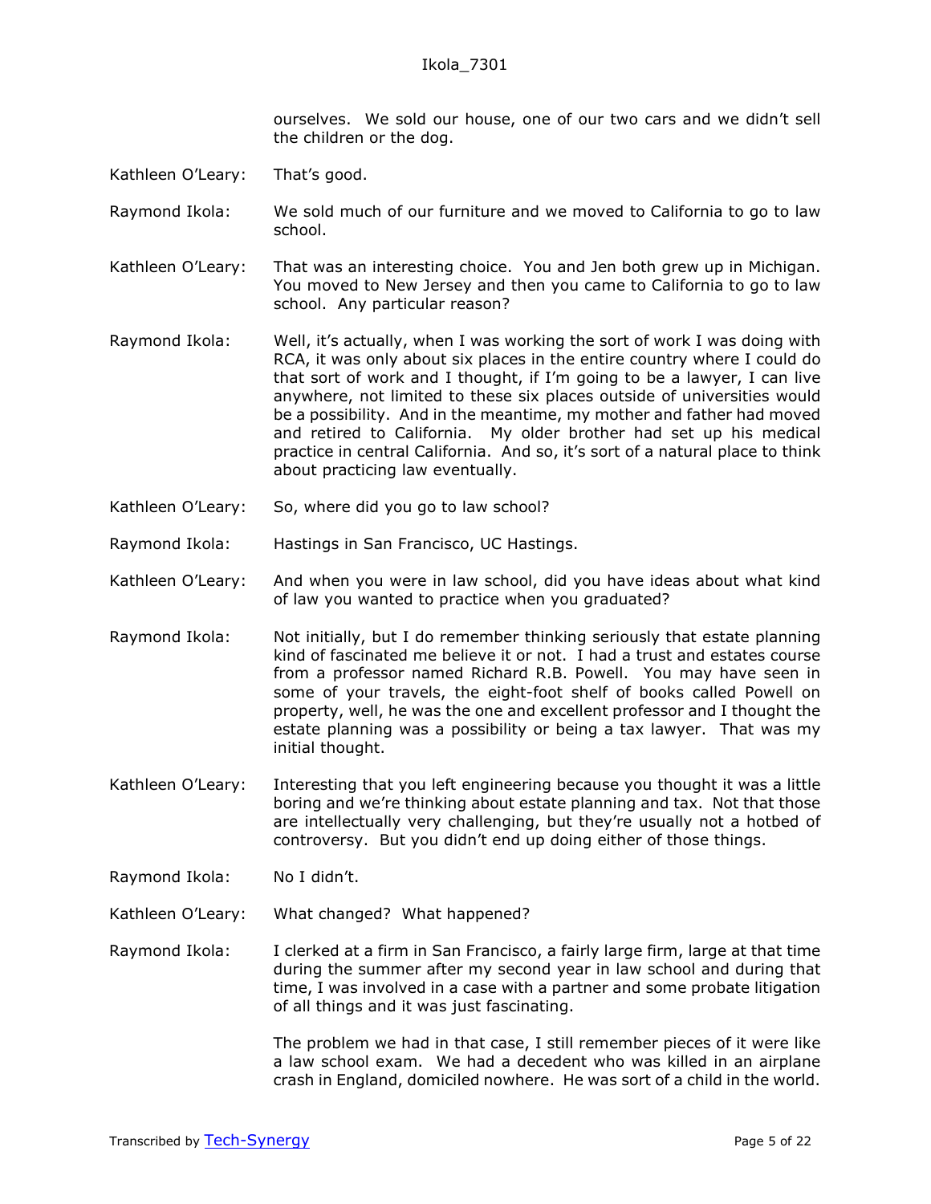ourselves. We sold our house, one of our two cars and we didn't sell the children or the dog.

Kathleen O'Leary: That's good.

Raymond Ikola: We sold much of our furniture and we moved to California to go to law school.

Kathleen O'Leary: That was an interesting choice. You and Jen both grew up in Michigan. You moved to New Jersey and then you came to California to go to law school. Any particular reason?

Raymond Ikola: Well, it's actually, when I was working the sort of work I was doing with RCA, it was only about six places in the entire country where I could do that sort of work and I thought, if I'm going to be a lawyer, I can live anywhere, not limited to these six places outside of universities would be a possibility. And in the meantime, my mother and father had moved and retired to California. My older brother had set up his medical practice in central California. And so, it's sort of a natural place to think about practicing law eventually.

Kathleen O'Leary: So, where did you go to law school?

Raymond Ikola: Hastings in San Francisco, UC Hastings.

Kathleen O'Leary: And when you were in law school, did you have ideas about what kind of law you wanted to practice when you graduated?

Raymond Ikola: Not initially, but I do remember thinking seriously that estate planning kind of fascinated me believe it or not. I had a trust and estates course from a professor named Richard R.B. Powell. You may have seen in some of your travels, the eight-foot shelf of books called Powell on property, well, he was the one and excellent professor and I thought the estate planning was a possibility or being a tax lawyer. That was my initial thought.

Kathleen O'Leary: Interesting that you left engineering because you thought it was a little boring and we're thinking about estate planning and tax. Not that those are intellectually very challenging, but they're usually not a hotbed of controversy. But you didn't end up doing either of those things.

Raymond Ikola: No I didn't.

Kathleen O'Leary: What changed? What happened?

Raymond Ikola: I clerked at a firm in San Francisco, a fairly large firm, large at that time during the summer after my second year in law school and during that time, I was involved in a case with a partner and some probate litigation of all things and it was just fascinating.

The problem we had in that case, I still remember pieces of it were like a law school exam. We had a decedent who was killed in an airplane crash in England, domiciled nowhere. He was sort of a child in the world.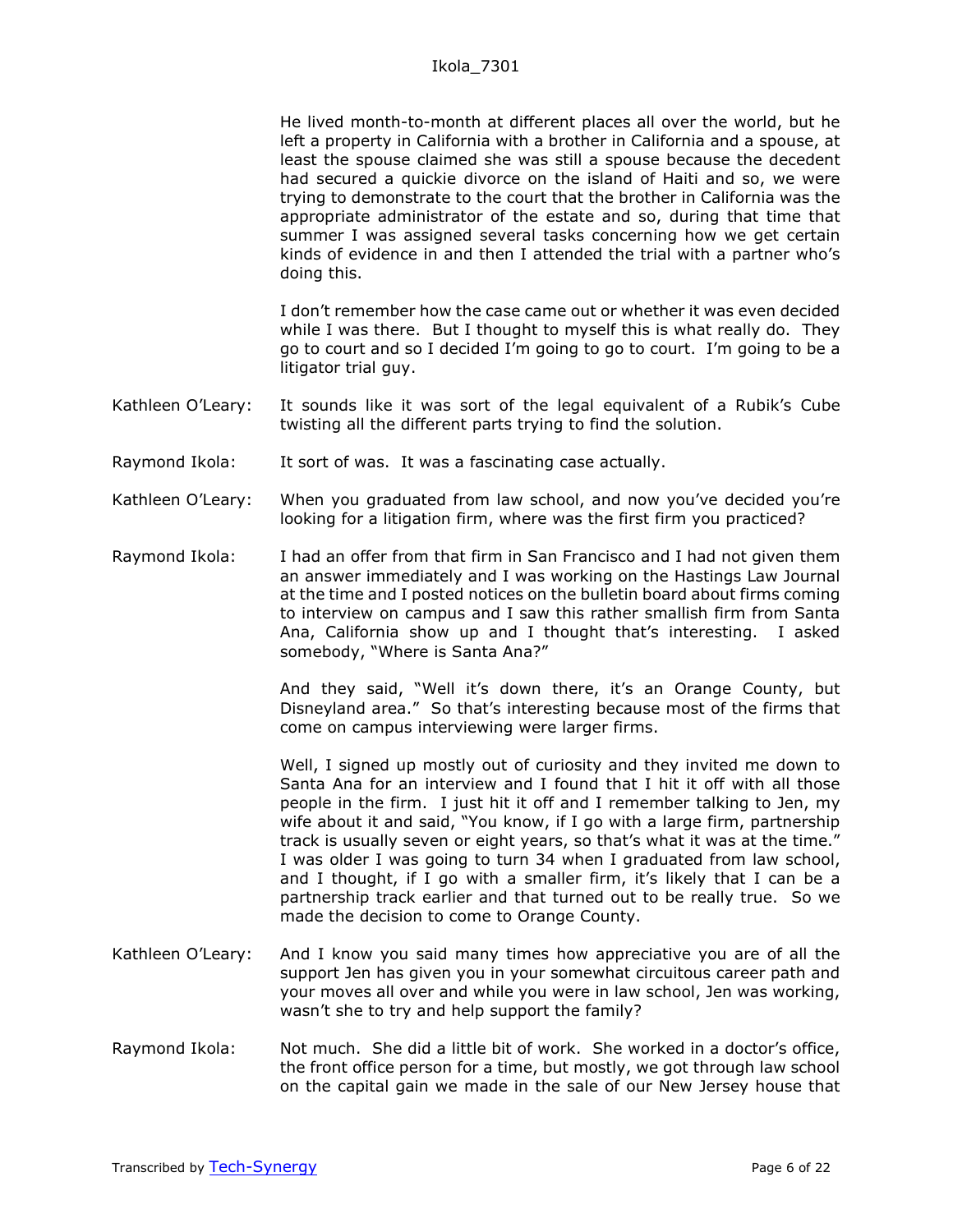He lived month-to-month at different places all over the world, but he left a property in California with a brother in California and a spouse, at least the spouse claimed she was still a spouse because the decedent had secured a quickie divorce on the island of Haiti and so, we were trying to demonstrate to the court that the brother in California was the appropriate administrator of the estate and so, during that time that summer I was assigned several tasks concerning how we get certain kinds of evidence in and then I attended the trial with a partner who's doing this.

I don't remember how the case came out or whether it was even decided while I was there. But I thought to myself this is what really do. They go to court and so I decided I'm going to go to court. I'm going to be a litigator trial guy.

Kathleen O'Leary: It sounds like it was sort of the legal equivalent of a Rubik's Cube twisting all the different parts trying to find the solution.

Raymond Ikola: It sort of was. It was a fascinating case actually.

Kathleen O'Leary: When you graduated from law school, and now you've decided you're looking for a litigation firm, where was the first firm you practiced?

Raymond Ikola: I had an offer from that firm in San Francisco and I had not given them an answer immediately and I was working on the Hastings Law Journal at the time and I posted notices on the bulletin board about firms coming to interview on campus and I saw this rather smallish firm from Santa Ana, California show up and I thought that's interesting. I asked somebody, "Where is Santa Ana?"

And they said, "Well it's down there, it's an Orange County, but Disneyland area." So that's interesting because most of the firms that come on campus interviewing were larger firms.

Well, I signed up mostly out of curiosity and they invited me down to Santa Ana for an interview and I found that I hit it off with all those people in the firm. I just hit it off and I remember talking to Jen, my wife about it and said, "You know, if I go with a large firm, partnership track is usually seven or eight years, so that's what it was at the time." I was older I was going to turn 34 when I graduated from law school, and I thought, if I go with a smaller firm, it's likely that I can be a partnership track earlier and that turned out to be really true. So we made the decision to come to Orange County.

Kathleen O'Leary: And I know you said many times how appreciative you are of all the support Jen has given you in your somewhat circuitous career path and your moves all over and while you were in law school, Jen was working, wasn't she to try and help support the family?

Raymond Ikola: Not much. She did a little bit of work. She worked in a doctor's office, the front office person for a time, but mostly, we got through law school on the capital gain we made in the sale of our New Jersey house that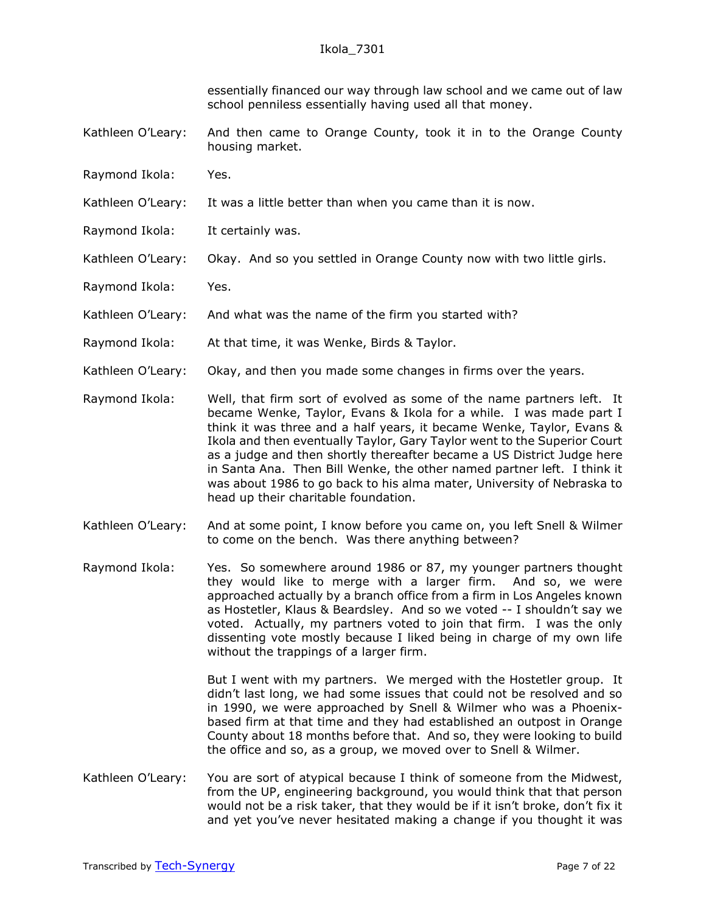essentially financed our way through law school and we came out of law school penniless essentially having used all that money.

Kathleen O'Leary: And then came to Orange County, took it in to the Orange County housing market.

Raymond Ikola: Yes.

Kathleen O'Leary: It was a little better than when you came than it is now.

Raymond Ikola: It certainly was.

Kathleen O'Leary: Okay. And so you settled in Orange County now with two little girls.

Raymond Ikola: Yes.

Kathleen O'Leary: And what was the name of the firm you started with?

Raymond Ikola: At that time, it was Wenke, Birds & Taylor.

Kathleen O'Leary: Okay, and then you made some changes in firms over the years.

Raymond Ikola: Well, that firm sort of evolved as some of the name partners left. It became Wenke, Taylor, Evans & Ikola for a while. I was made part I think it was three and a half years, it became Wenke, Taylor, Evans & Ikola and then eventually Taylor, Gary Taylor went to the Superior Court as a judge and then shortly thereafter became a US District Judge here in Santa Ana. Then Bill Wenke, the other named partner left. I think it was about 1986 to go back to his alma mater, University of Nebraska to head up their charitable foundation.

Kathleen O'Leary: And at some point, I know before you came on, you left Snell & Wilmer to come on the bench. Was there anything between?

Raymond Ikola: Yes. So somewhere around 1986 or 87, my younger partners thought they would like to merge with a larger firm. And so, we were approached actually by a branch office from a firm in Los Angeles known as Hostetler, Klaus & Beardsley. And so we voted -- I shouldn't say we voted. Actually, my partners voted to join that firm. I was the only dissenting vote mostly because I liked being in charge of my own life without the trappings of a larger firm.

But I went with my partners. We merged with the Hostetler group. It didn't last long, we had some issues that could not be resolved and so in 1990, we were approached by Snell & Wilmer who was a Phoenix-based firm at that time and they had established an outpost in Orange County about 18 months before that. And so, they were looking to build the office and so, as a group, we moved over to Snell & Wilmer.

Kathleen O'Leary: You are sort of atypical because I think of someone from the Midwest, from the UP, engineering background, you would think that that person would not be a risk taker, that they would be if it isn't broke, don't fix it and yet you've never hesitated making a change if you thought it was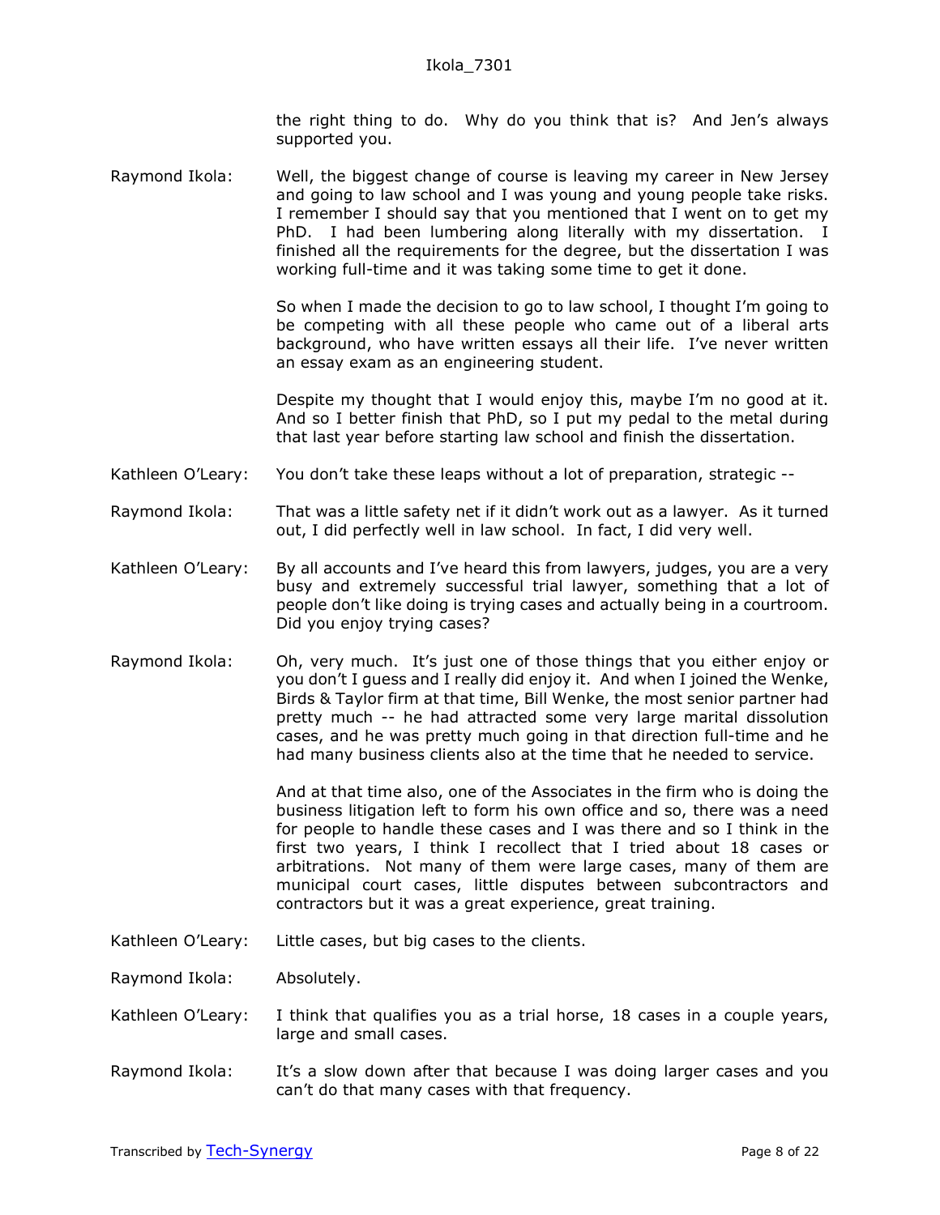the right thing to do. Why do you think that is? And Jen's always supported you.

Raymond Ikola: Well, the biggest change of course is leaving my career in New Jersey and going to law school and I was young and young people take risks. I remember I should say that you mentioned that I went on to get my PhD. I had been lumbering along literally with my dissertation. I finished all the requirements for the degree, but the dissertation I was working full-time and it was taking some time to get it done.

So when I made the decision to go to law school, I thought I'm going to be competing with all these people who came out of a liberal arts background, who have written essays all their life. I've never written an essay exam as an engineering student.

Despite my thought that I would enjoy this, maybe I'm no good at it. And so I better finish that PhD, so I put my pedal to the metal during that last year before starting law school and finish the dissertation.

Kathleen O'Leary: You don't take these leaps without a lot of preparation, strategic --

Raymond Ikola: That was a little safety net if it didn't work out as a lawyer. As it turned out, I did perfectly well in law school. In fact, I did very well.

Kathleen O'Leary: By all accounts and I've heard this from lawyers, judges, you are a very busy and extremely successful trial lawyer, something that a lot of people don't like doing is trying cases and actually being in a courtroom. Did you enjoy trying cases?

Raymond Ikola: Oh, very much. It's just one of those things that you either enjoy or you don't I guess and I really did enjoy it. And when I joined the Wenke, Birds & Taylor firm at that time, Bill Wenke, the most senior partner had pretty much -- he had attracted some very large marital dissolution cases, and he was pretty much going in that direction full-time and he had many business clients also at the time that he needed to service.

And at that time also, one of the Associates in the firm who is doing the business litigation left to form his own office and so, there was a need for people to handle these cases and I was there and so I think in the first two years, I think I recollect that I tried about 18 cases or arbitrations. Not many of them were large cases, many of them are municipal court cases, little disputes between subcontractors and contractors but it was a great experience, great training.

Kathleen O'Leary: Little cases, but big cases to the clients.

Raymond Ikola: Absolutely.

Kathleen O'Leary: I think that qualifies you as a trial horse, 18 cases in a couple years, large and small cases.

Raymond Ikola: It's a slow down after that because I was doing larger cases and you can't do that many cases with that frequency.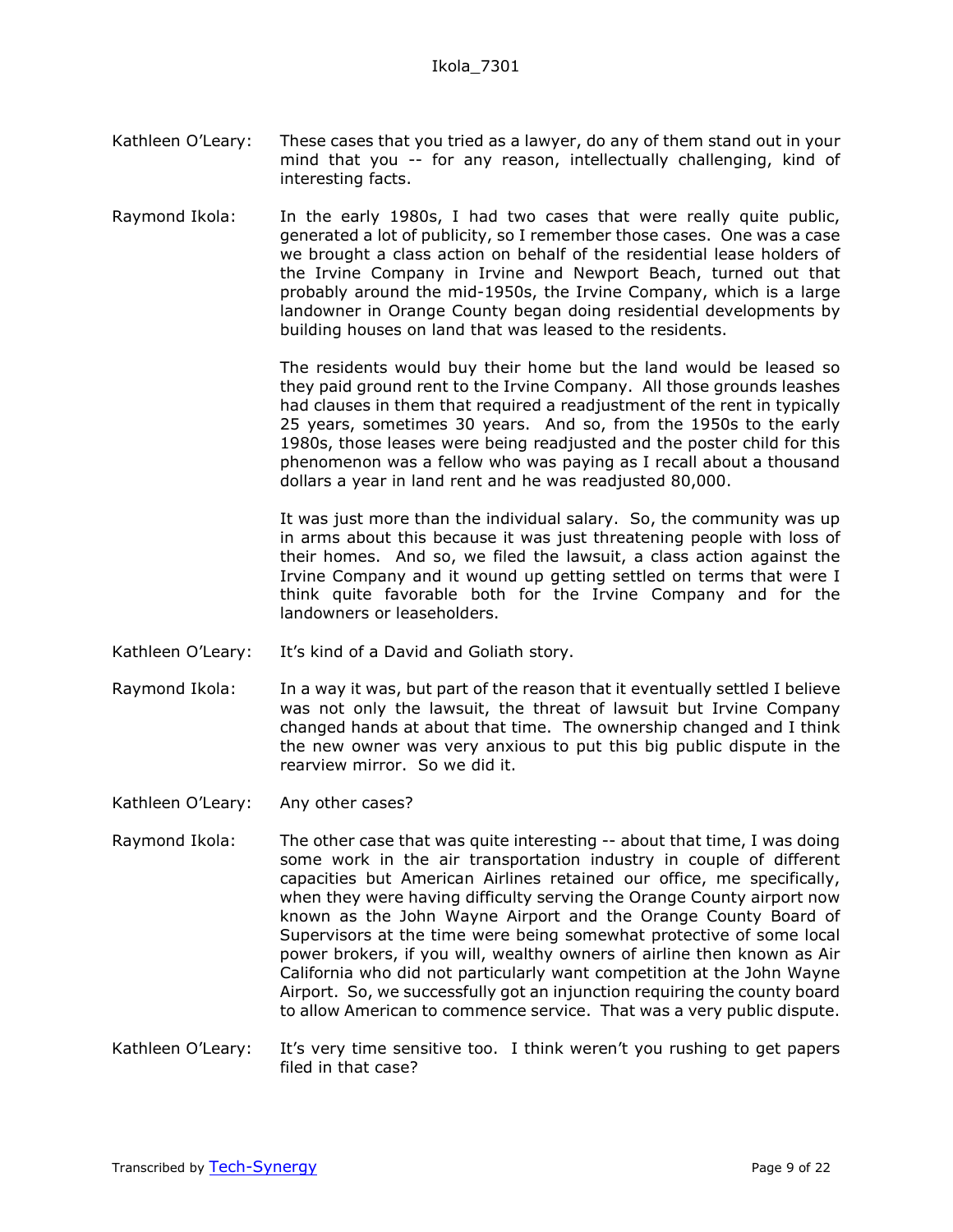Kathleen O'Leary: These cases that you tried as a lawyer, do any of them stand out in your mind that you -- for any reason, intellectually challenging, kind of interesting facts.

Raymond Ikola: In the early 1980s, I had two cases that were really quite public, generated a lot of publicity, so I remember those cases. One was a case we brought a class action on behalf of the residential lease holders of the Irvine Company in Irvine and Newport Beach, turned out that probably around the mid-1950s, the Irvine Company, which is a large landowner in Orange County began doing residential developments by building houses on land that was leased to the residents.

The residents would buy their home but the land would be leased so they paid ground rent to the Irvine Company. All those grounds leashes had clauses in them that required a readjustment of the rent in typically 25 years, sometimes 30 years. And so, from the 1950s to the early 1980s, those leases were being readjusted and the poster child for this phenomenon was a fellow who was paying as I recall about a thousand dollars a year in land rent and he was readjusted 80,000.

It was just more than the individual salary. So, the community was up in arms about this because it was just threatening people with loss of their homes. And so, we filed the lawsuit, a class action against the Irvine Company and it wound up getting settled on terms that were I think quite favorable both for the Irvine Company and for the landowners or leaseholders.

Kathleen O'Leary: It's kind of a David and Goliath story.

Raymond Ikola: In a way it was, but part of the reason that it eventually settled I believe was not only the lawsuit, the threat of lawsuit but Irvine Company changed hands at about that time. The ownership changed and I think the new owner was very anxious to put this big public dispute in the rearview mirror. So we did it.

Kathleen O'Leary: Any other cases?

Raymond Ikola: The other case that was quite interesting -- about that time, I was doing some work in the air transportation industry in couple of different capacities but American Airlines retained our office, me specifically, when they were having difficulty serving the Orange County airport now known as the John Wayne Airport and the Orange County Board of Supervisors at the time were being somewhat protective of some local power brokers, if you will, wealthy owners of airline then known as Air California who did not particularly want competition at the John Wayne Airport. So, we successfully got an injunction requiring the county board to allow American to commence service. That was a very public dispute.

Kathleen O'Leary: It's very time sensitive too. I think weren't you rushing to get papers filed in that case?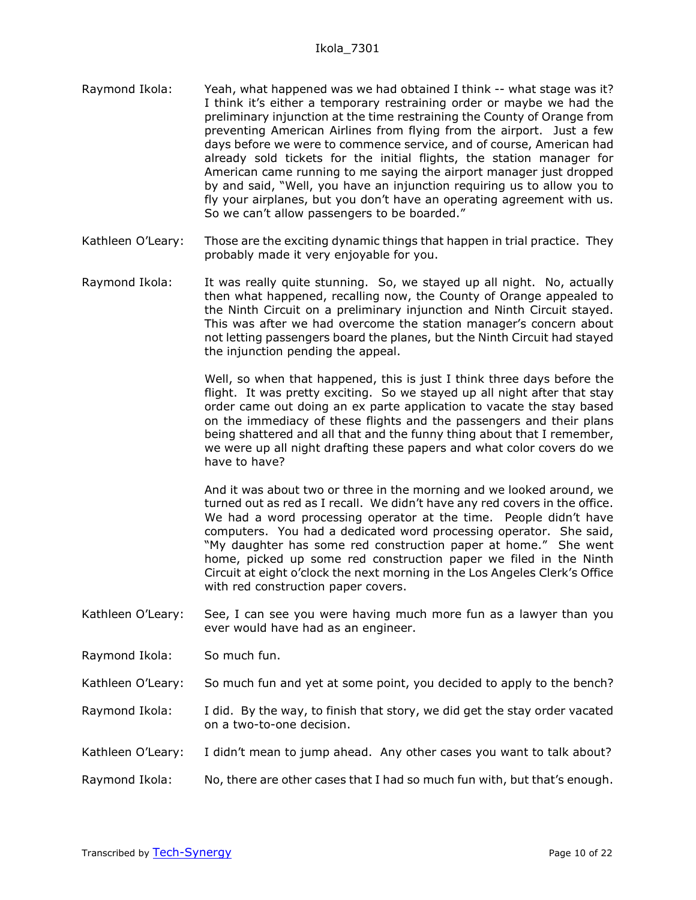Raymond Ikola: Yeah, what happened was we had obtained I think -- what stage was it? I think it's either a temporary restraining order or maybe we had the preliminary injunction at the time restraining the County of Orange from preventing American Airlines from flying from the airport. Just a few days before we were to commence service, and of course, American had already sold tickets for the initial flights, the station manager for American came running to me saying the airport manager just dropped by and said, "Well, you have an injunction requiring us to allow you to fly your airplanes, but you don't have an operating agreement with us. So we can't allow passengers to be boarded."

Kathleen O'Leary: Those are the exciting dynamic things that happen in trial practice. They probably made it very enjoyable for you.

Raymond Ikola: It was really quite stunning. So, we stayed up all night. No, actually then what happened, recalling now, the County of Orange appealed to the Ninth Circuit on a preliminary injunction and Ninth Circuit stayed. This was after we had overcome the station manager's concern about not letting passengers board the planes, but the Ninth Circuit had stayed the injunction pending the appeal.

Well, so when that happened, this is just I think three days before the flight. It was pretty exciting. So we stayed up all night after that stay order came out doing an ex parte application to vacate the stay based on the immediacy of these flights and the passengers and their plans being shattered and all that and the funny thing about that I remember, we were up all night drafting these papers and what color covers do we have to have?

And it was about two or three in the morning and we looked around, we turned out as red as I recall. We didn't have any red covers in the office. We had a word processing operator at the time. People didn't have computers. You had a dedicated word processing operator. She said, "My daughter has some red construction paper at home." She went home, picked up some red construction paper we filed in the Ninth Circuit at eight o'clock the next morning in the Los Angeles Clerk's Office with red construction paper covers.

Kathleen O'Leary: See, I can see you were having much more fun as a lawyer than you ever would have had as an engineer.

Raymond Ikola: So much fun.

Kathleen O'Leary: So much fun and yet at some point, you decided to apply to the bench?

Raymond Ikola: I did. By the way, to finish that story, we did get the stay order vacated on a two-to-one decision.

Kathleen O'Leary: I didn't mean to jump ahead. Any other cases you want to talk about?

Raymond Ikola: No, there are other cases that I had so much fun with, but that's enough.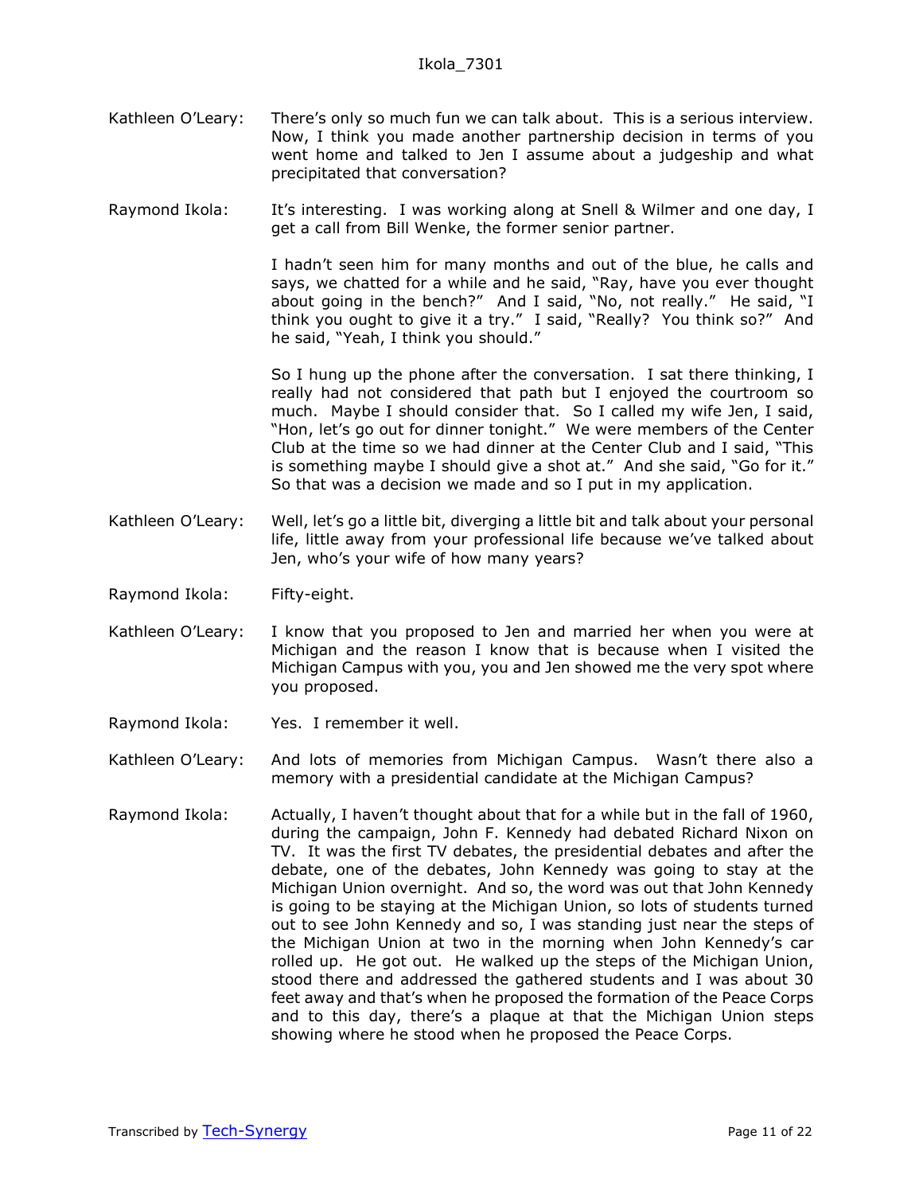Kathleen O'Leary: There's only so much fun we can talk about. This is a serious interview. Now, I think you made another partnership decision in terms of you went home and talked to Jen I assume about a judgeship and what precipitated that conversation?

Raymond Ikola: It's interesting. I was working along at Snell & Wilmer and one day, I get a call from Bill Wenke, the former senior partner.

I hadn't seen him for many months and out of the blue, he calls and says, we chatted for a while and he said, "Ray, have you ever thought about going in the bench?" And I said, "No, not really." He said, "I think you ought to give it a try." I said, "Really? You think so?" And he said, "Yeah, I think you should."

So I hung up the phone after the conversation. I sat there thinking, I really had not considered that path but I enjoyed the courtroom so much. Maybe I should consider that. So I called my wife Jen, I said, "Hon, let's go out for dinner tonight." We were members of the Center Club at the time so we had dinner at the Center Club and I said, "This is something maybe I should give a shot at." And she said, "Go for it." So that was a decision we made and so I put in my application.

Kathleen O'Leary: Well, let's go a little bit, diverging a little bit and talk about your personal life, little away from your professional life because we've talked about Jen, who's your wife of how many years?

Raymond Ikola: Fifty-eight.

Kathleen O'Leary: I know that you proposed to Jen and married her when you were at Michigan and the reason I know that is because when I visited the Michigan Campus with you, you and Jen showed me the very spot where you proposed.

Raymond Ikola: Yes. I remember it well.

Kathleen O'Leary: And lots of memories from Michigan Campus. Wasn't there also a memory with a presidential candidate at the Michigan Campus?

Raymond Ikola: Actually, I haven't thought about that for a while but in the fall of 1960, during the campaign, John F. Kennedy had debated Richard Nixon on TV. It was the first TV debates, the presidential debates and after the debate, one of the debates, John Kennedy was going to stay at the Michigan Union overnight. And so, the word was out that John Kennedy is going to be staying at the Michigan Union, so lots of students turned out to see John Kennedy and so, I was standing just near the steps of the Michigan Union at two in the morning when John Kennedy's car rolled up. He got out. He walked up the steps of the Michigan Union, stood there and addressed the gathered students and I was about 30 feet away and that's when he proposed the formation of the Peace Corps and to this day, there's a plaque at that the Michigan Union steps showing where he stood when he proposed the Peace Corps.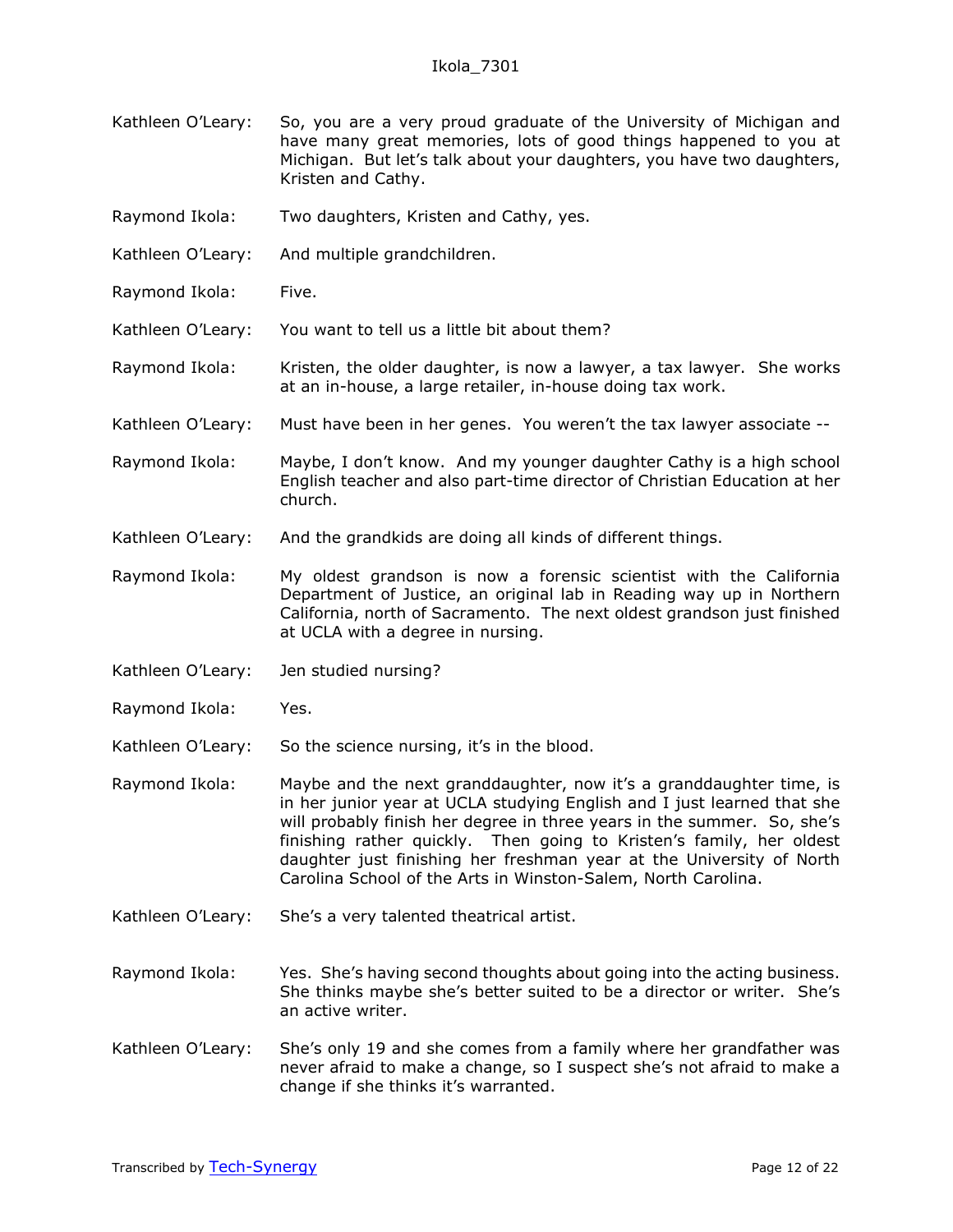Kathleen O'Leary: So, you are a very proud graduate of the University of Michigan and have many great memories, lots of good things happened to you at Michigan. But let's talk about your daughters, you have two daughters, Kristen and Cathy.

Raymond Ikola: Two daughters, Kristen and Cathy, yes.

Kathleen O'Leary: And multiple grandchildren.

Raymond Ikola: Five.

Kathleen O'Leary: You want to tell us a little bit about them?

Raymond Ikola: Kristen, the older daughter, is now a lawyer, a tax lawyer. She works at an in-house, a large retailer, in-house doing tax work.

Kathleen O'Leary: Must have been in her genes. You weren't the tax lawyer associate --

Raymond Ikola: Maybe, I don't know. And my younger daughter Cathy is a high school English teacher and also part-time director of Christian Education at her church.

Kathleen O'Leary: And the grandkids are doing all kinds of different things.

Raymond Ikola: My oldest grandson is now a forensic scientist with the California Department of Justice, an original lab in Reading way up in Northern California, north of Sacramento. The next oldest grandson just finished at UCLA with a degree in nursing.

Kathleen O'Leary: Jen studied nursing?

Raymond Ikola: Yes.

Kathleen O'Leary: So the science nursing, it's in the blood.

Raymond Ikola: Maybe and the next granddaughter, now it's a granddaughter time, is in her junior year at UCLA studying English and I just learned that she will probably finish her degree in three years in the summer. So, she's finishing rather quickly. Then going to Kristen's family, her oldest daughter just finishing her freshman year at the University of North Carolina School of the Arts in Winston-Salem, North Carolina.

Kathleen O'Leary: She's a very talented theatrical artist.

Raymond Ikola: Yes. She's having second thoughts about going into the acting business. She thinks maybe she's better suited to be a director or writer. She's an active writer.

Kathleen O'Leary: She's only 19 and she comes from a family where her grandfather was never afraid to make a change, so I suspect she's not afraid to make a change if she thinks it's warranted.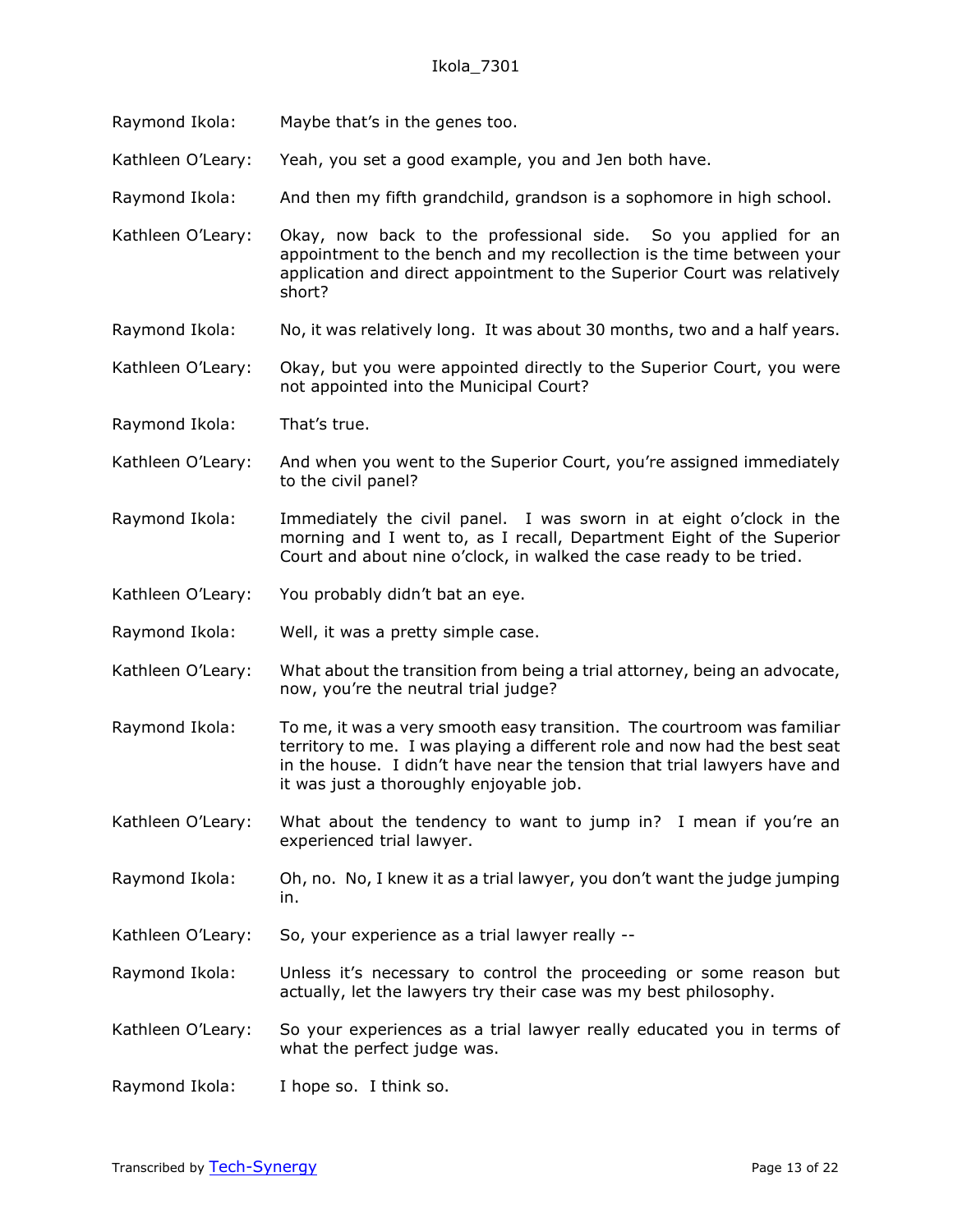Raymond Ikola: Maybe that's in the genes too.

Kathleen O'Leary: Yeah, you set a good example, you and Jen both have.

Raymond Ikola: And then my fifth grandchild, grandson is a sophomore in high school.

Kathleen O'Leary: Okay, now back to the professional side. So you applied for an appointment to the bench and my recollection is the time between your application and direct appointment to the Superior Court was relatively short?

Raymond Ikola: No, it was relatively long. It was about 30 months, two and a half years.

Kathleen O'Leary: Okay, but you were appointed directly to the Superior Court, you were not appointed into the Municipal Court?

Raymond Ikola: That's true.

Kathleen O'Leary: And when you went to the Superior Court, you're assigned immediately to the civil panel?

Raymond Ikola: Immediately the civil panel. I was sworn in at eight o'clock in the morning and I went to, as I recall, Department Eight of the Superior Court and about nine o'clock, in walked the case ready to be tried.

Kathleen O'Leary: You probably didn't bat an eye.

Raymond Ikola: Well, it was a pretty simple case.

Kathleen O'Leary: What about the transition from being a trial attorney, being an advocate, now, you're the neutral trial judge?

Raymond Ikola: To me, it was a very smooth easy transition. The courtroom was familiar territory to me. I was playing a different role and now had the best seat in the house. I didn't have near the tension that trial lawyers have and it was just a thoroughly enjoyable job.

Kathleen O'Leary: What about the tendency to want to jump in? I mean if you're an experienced trial lawyer.

Raymond Ikola: Oh, no. No, I knew it as a trial lawyer, you don't want the judge jumping in.

Kathleen O'Leary: So, your experience as a trial lawyer really --

Raymond Ikola: Unless it's necessary to control the proceeding or some reason but actually, let the lawyers try their case was my best philosophy.

Kathleen O'Leary: So your experiences as a trial lawyer really educated you in terms of what the perfect judge was.

Raymond Ikola: I hope so. I think so.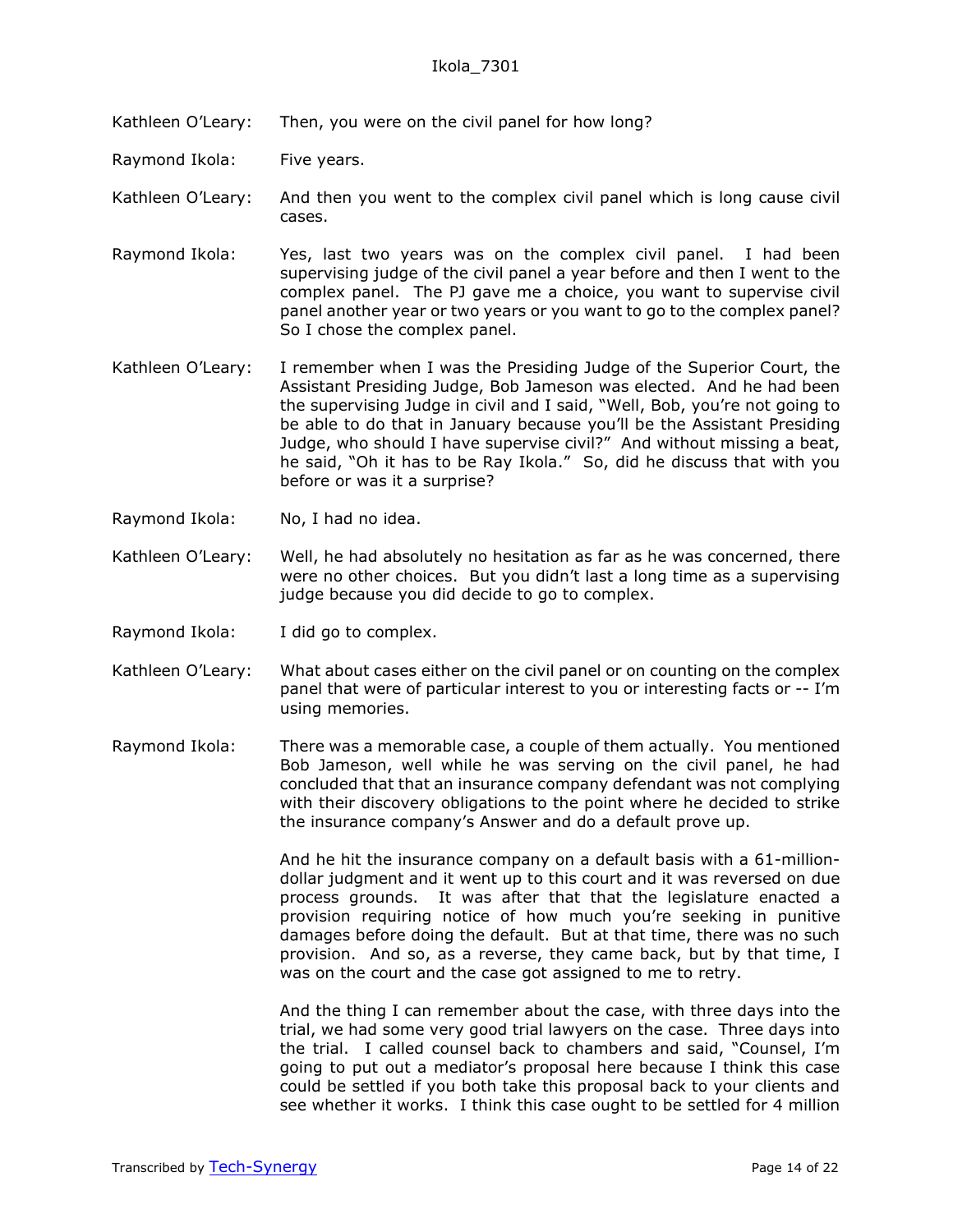Kathleen O'Leary: Then, you were on the civil panel for how long?

Raymond Ikola: Five years.

Kathleen O'Leary: And then you went to the complex civil panel which is long cause civil cases.

Raymond Ikola: Yes, last two years was on the complex civil panel. I had been supervising judge of the civil panel a year before and then I went to the complex panel. The PJ gave me a choice, you want to supervise civil panel another year or two years or you want to go to the complex panel? So I chose the complex panel.

Kathleen O'Leary: I remember when I was the Presiding Judge of the Superior Court, the Assistant Presiding Judge, Bob Jameson was elected. And he had been the supervising Judge in civil and I said, "Well, Bob, you're not going to be able to do that in January because you'll be the Assistant Presiding Judge, who should I have supervise civil?" And without missing a beat, he said, "Oh it has to be Ray Ikola." So, did he discuss that with you before or was it a surprise?

Raymond Ikola: No, I had no idea.

Kathleen O'Leary: Well, he had absolutely no hesitation as far as he was concerned, there were no other choices. But you didn't last a long time as a supervising judge because you did decide to go to complex.

Raymond Ikola: I did go to complex.

Kathleen O'Leary: What about cases either on the civil panel or on counting on the complex panel that were of particular interest to you or interesting facts or -- I'm using memories.

Raymond Ikola: There was a memorable case, a couple of them actually. You mentioned Bob Jameson, well while he was serving on the civil panel, he had concluded that that an insurance company defendant was not complying with their discovery obligations to the point where he decided to strike the insurance company's Answer and do a default prove up.

And he hit the insurance company on a default basis with a 61-million-dollar judgment and it went up to this court and it was reversed on due process grounds. It was after that that the legislature enacted a provision requiring notice of how much you're seeking in punitive damages before doing the default. But at that time, there was no such provision. And so, as a reverse, they came back, but by that time, I was on the court and the case got assigned to me to retry.

And the thing I can remember about the case, with three days into the trial, we had some very good trial lawyers on the case. Three days into the trial. I called counsel back to chambers and said, "Counsel, I'm going to put out a mediator's proposal here because I think this case could be settled if you both take this proposal back to your clients and see whether it works. I think this case ought to be settled for 4 million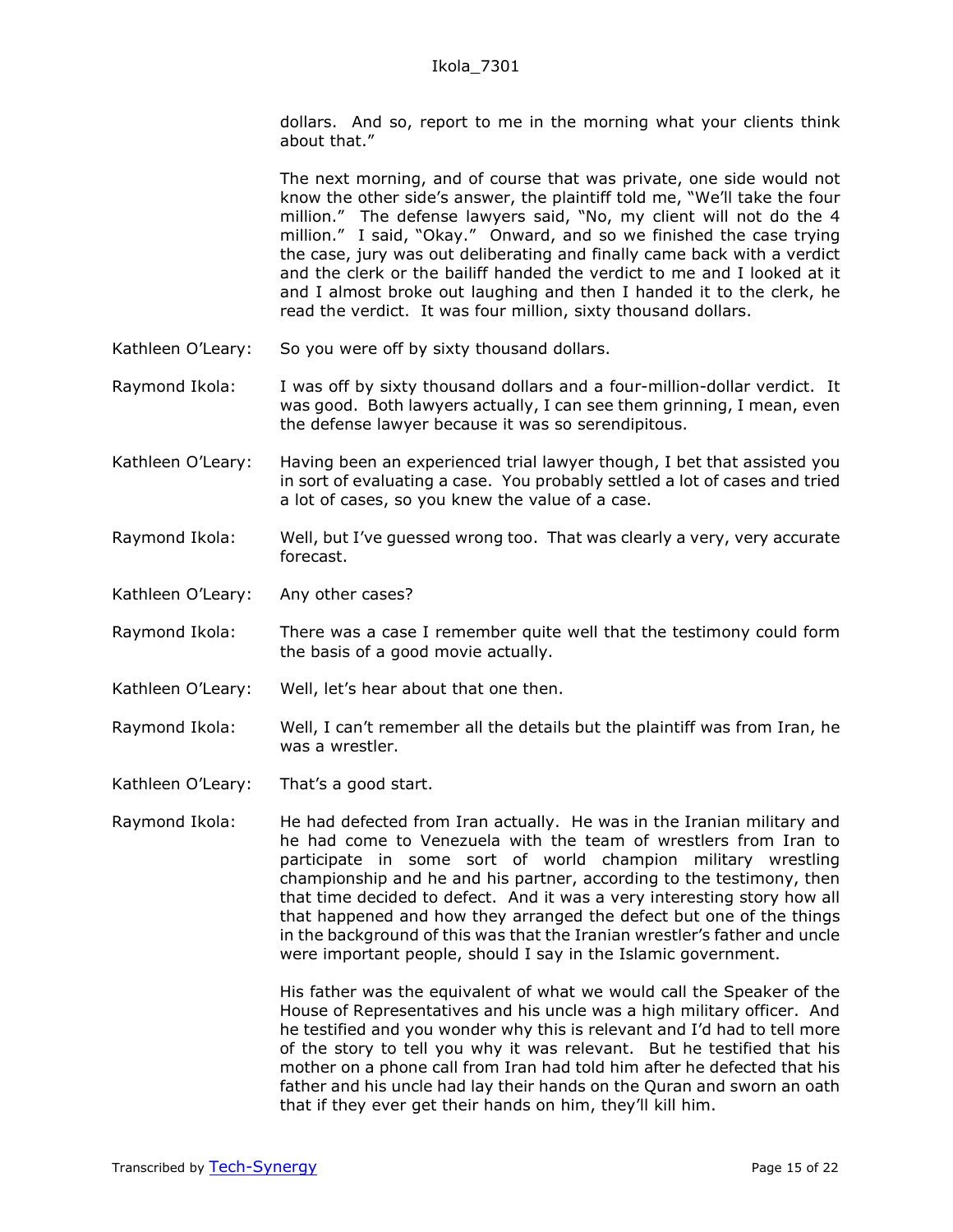dollars. And so, report to me in the morning what your clients think about that."

The next morning, and of course that was private, one side would not know the other side's answer, the plaintiff told me, "We'll take the four million." The defense lawyers said, "No, my client will not do the 4 million." I said, "Okay." Onward, and so we finished the case trying the case, jury was out deliberating and finally came back with a verdict and the clerk or the bailiff handed the verdict to me and I looked at it and I almost broke out laughing and then I handed it to the clerk, he read the verdict. It was four million, sixty thousand dollars.

Kathleen O'Leary: So you were off by sixty thousand dollars.

Raymond Ikola: I was off by sixty thousand dollars and a four-million-dollar verdict. It was good. Both lawyers actually, I can see them grinning, I mean, even the defense lawyer because it was so serendipitous.

Kathleen O'Leary: Having been an experienced trial lawyer though, I bet that assisted you in sort of evaluating a case. You probably settled a lot of cases and tried a lot of cases, so you knew the value of a case.

Raymond Ikola: Well, but I've guessed wrong too. That was clearly a very, very accurate forecast.

Kathleen O'Leary: Any other cases?

Raymond Ikola: There was a case I remember quite well that the testimony could form the basis of a good movie actually.

Kathleen O'Leary: Well, let's hear about that one then.

Raymond Ikola: Well, I can't remember all the details but the plaintiff was from Iran, he was a wrestler.

Kathleen O'Leary: That's a good start.

Raymond Ikola: He had defected from Iran actually. He was in the Iranian military and he had come to Venezuela with the team of wrestlers from Iran to participate in some sort of world champion military wrestling championship and he and his partner, according to the testimony, then that time decided to defect. And it was a very interesting story how all that happened and how they arranged the defect but one of the things in the background of this was that the Iranian wrestler's father and uncle were important people, should I say in the Islamic government.

His father was the equivalent of what we would call the Speaker of the House of Representatives and his uncle was a high military officer. And he testified and you wonder why this is relevant and I'd had to tell more of the story to tell you why it was relevant. But he testified that his mother on a phone call from Iran had told him after he defected that his father and his uncle had lay their hands on the Quran and sworn an oath that if they ever get their hands on him, they'll kill him.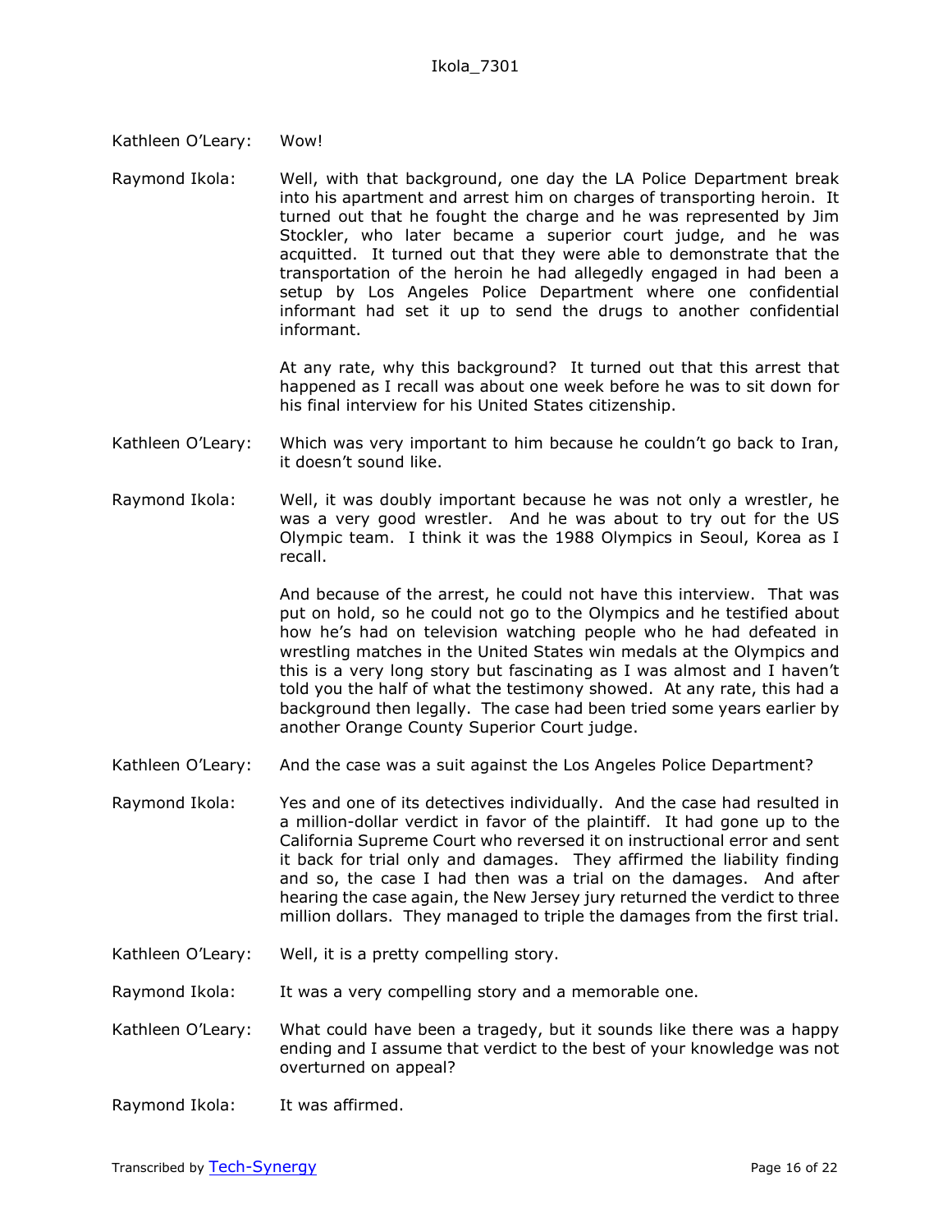Kathleen O'Leary: Wow!

Raymond Ikola: Well, with that background, one day the LA Police Department break into his apartment and arrest him on charges of transporting heroin. It turned out that he fought the charge and he was represented by Jim Stockler, who later became a superior court judge, and he was acquitted. It turned out that they were able to demonstrate that the transportation of the heroin he had allegedly engaged in had been a setup by Los Angeles Police Department where one confidential informant had set it up to send the drugs to another confidential informant.

At any rate, why this background? It turned out that this arrest that happened as I recall was about one week before he was to sit down for his final interview for his United States citizenship.

Kathleen O'Leary: Which was very important to him because he couldn't go back to Iran, it doesn't sound like.

Raymond Ikola: Well, it was doubly important because he was not only a wrestler, he was a very good wrestler. And he was about to try out for the US Olympic team. I think it was the 1988 Olympics in Seoul, Korea as I recall.

And because of the arrest, he could not have this interview. That was put on hold, so he could not go to the Olympics and he testified about how he's had on television watching people who he had defeated in wrestling matches in the United States win medals at the Olympics and this is a very long story but fascinating as I was almost and I haven't told you the half of what the testimony showed. At any rate, this had a background then legally. The case had been tried some years earlier by another Orange County Superior Court judge.

Kathleen O'Leary: And the case was a suit against the Los Angeles Police Department?

Raymond Ikola: Yes and one of its detectives individually. And the case had resulted in a million-dollar verdict in favor of the plaintiff. It had gone up to the California Supreme Court who reversed it on instructional error and sent it back for trial only and damages. They affirmed the liability finding and so, the case I had then was a trial on the damages. And after hearing the case again, the New Jersey jury returned the verdict to three million dollars. They managed to triple the damages from the first trial.

Kathleen O'Leary: Well, it is a pretty compelling story.

Raymond Ikola: It was a very compelling story and a memorable one.

Kathleen O'Leary: What could have been a tragedy, but it sounds like there was a happy ending and I assume that verdict to the best of your knowledge was not overturned on appeal?

Raymond Ikola: It was affirmed.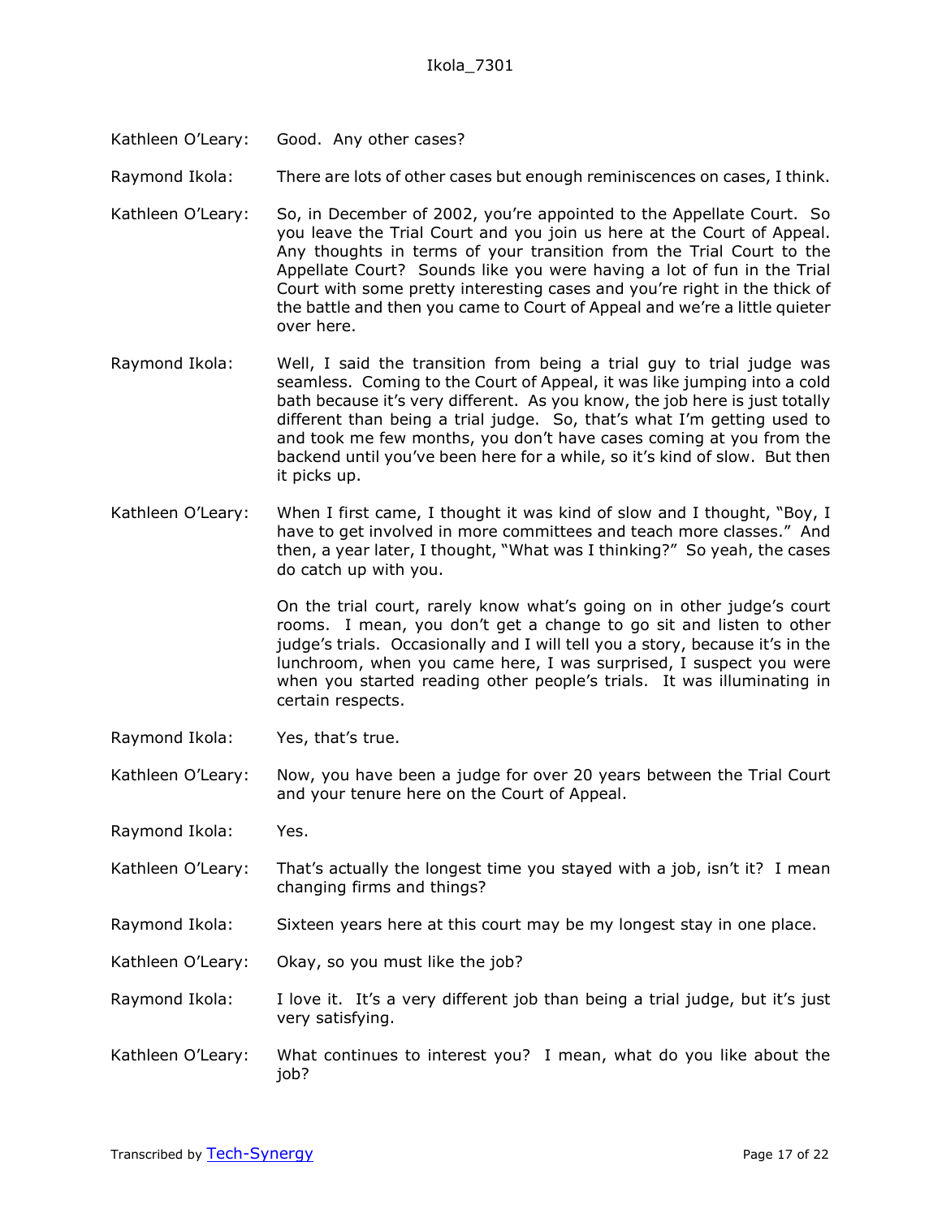Kathleen O'Leary: Good. Any other cases?

Raymond Ikola: There are lots of other cases but enough reminiscences on cases, I think.

Kathleen O'Leary: So, in December of 2002, you're appointed to the Appellate Court. So you leave the Trial Court and you join us here at the Court of Appeal. Any thoughts in terms of your transition from the Trial Court to the Appellate Court? Sounds like you were having a lot of fun in the Trial Court with some pretty interesting cases and you're right in the thick of the battle and then you came to Court of Appeal and we're a little quieter over here.

Raymond Ikola: Well, I said the transition from being a trial guy to trial judge was seamless. Coming to the Court of Appeal, it was like jumping into a cold bath because it's very different. As you know, the job here is just totally different than being a trial judge. So, that's what I'm getting used to and took me few months, you don't have cases coming at you from the backend until you've been here for a while, so it's kind of slow. But then it picks up.

Kathleen O'Leary: When I first came, I thought it was kind of slow and I thought, "Boy, I have to get involved in more committees and teach more classes." And then, a year later, I thought, "What was I thinking?" So yeah, the cases do catch up with you.

On the trial court, rarely know what's going on in other judge's court rooms. I mean, you don't get a change to go sit and listen to other judge's trials. Occasionally and I will tell you a story, because it's in the lunchroom, when you came here, I was surprised, I suspect you were when you started reading other people's trials. It was illuminating in certain respects.

Raymond Ikola: Yes, that's true.

Kathleen O'Leary: Now, you have been a judge for over 20 years between the Trial Court and your tenure here on the Court of Appeal.

Raymond Ikola: Yes.

Kathleen O'Leary: That's actually the longest time you stayed with a job, isn't it? I mean changing firms and things?

Raymond Ikola: Sixteen years here at this court may be my longest stay in one place.

Kathleen O'Leary: Okay, so you must like the job?

Raymond Ikola: I love it. It's a very different job than being a trial judge, but it's just very satisfying.

Kathleen O'Leary: What continues to interest you? I mean, what do you like about the job?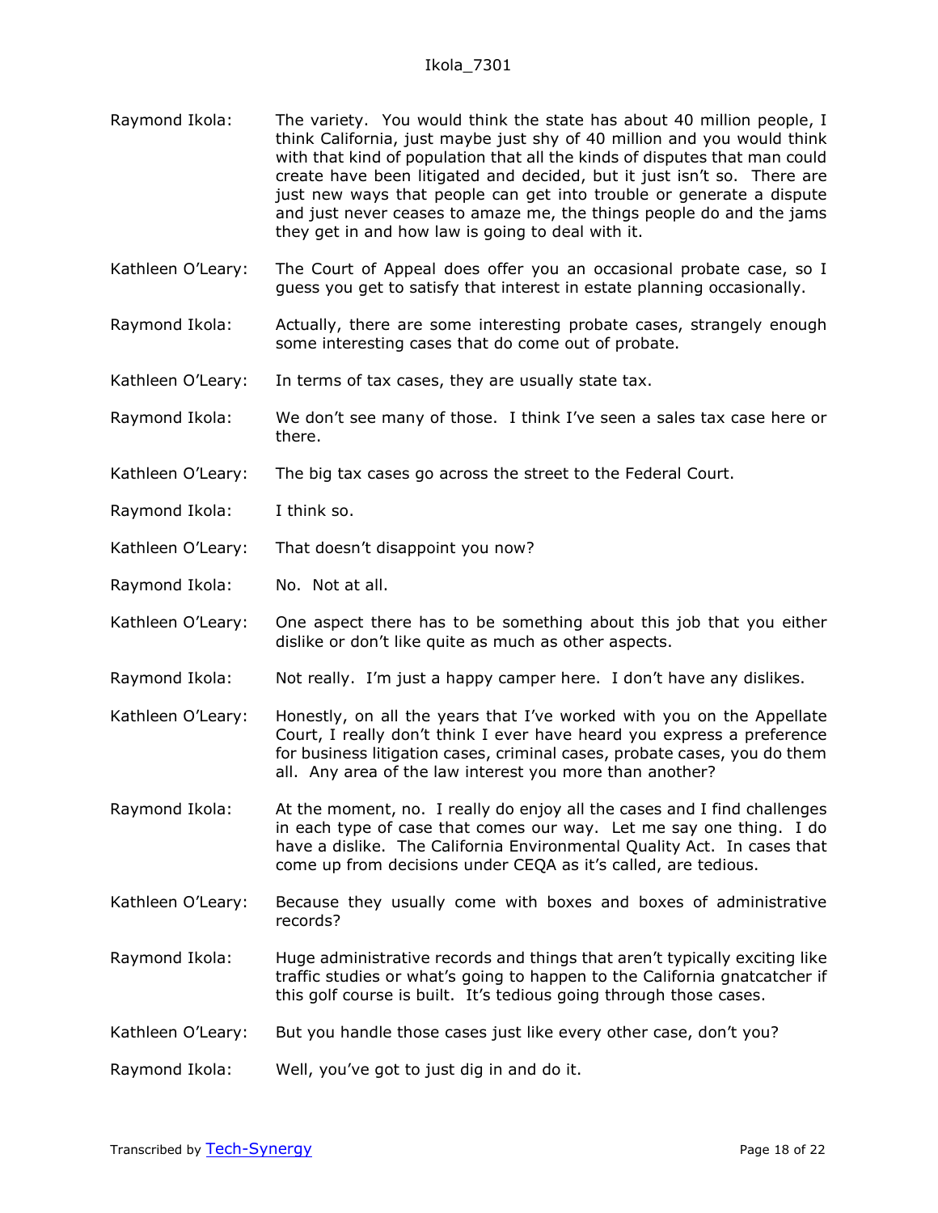Raymond Ikola: The variety. You would think the state has about 40 million people, I think California, just maybe just shy of 40 million and you would think with that kind of population that all the kinds of disputes that man could create have been litigated and decided, but it just isn't so. There are just new ways that people can get into trouble or generate a dispute and just never ceases to amaze me, the things people do and the jams they get in and how law is going to deal with it.

Kathleen O'Leary: The Court of Appeal does offer you an occasional probate case, so I guess you get to satisfy that interest in estate planning occasionally.

Raymond Ikola: Actually, there are some interesting probate cases, strangely enough some interesting cases that do come out of probate.

Kathleen O'Leary: In terms of tax cases, they are usually state tax.

Raymond Ikola: We don't see many of those. I think I've seen a sales tax case here or there.

Kathleen O'Leary: The big tax cases go across the street to the Federal Court.

Raymond Ikola: I think so.

Kathleen O'Leary: That doesn't disappoint you now?

Raymond Ikola: No. Not at all.

Kathleen O'Leary: One aspect there has to be something about this job that you either dislike or don't like quite as much as other aspects.

Raymond Ikola: Not really. I'm just a happy camper here. I don't have any dislikes.

Kathleen O'Leary: Honestly, on all the years that I've worked with you on the Appellate Court, I really don't think I ever have heard you express a preference for business litigation cases, criminal cases, probate cases, you do them all. Any area of the law interest you more than another?

Raymond Ikola: At the moment, no. I really do enjoy all the cases and I find challenges in each type of case that comes our way. Let me say one thing. I do have a dislike. The California Environmental Quality Act. In cases that come up from decisions under CEQA as it's called, are tedious.

Kathleen O'Leary: Because they usually come with boxes and boxes of administrative records?

Raymond Ikola: Huge administrative records and things that aren't typically exciting like traffic studies or what's going to happen to the California gnatcatcher if this golf course is built. It's tedious going through those cases.

Kathleen O'Leary: But you handle those cases just like every other case, don't you?

Raymond Ikola: Well, you've got to just dig in and do it.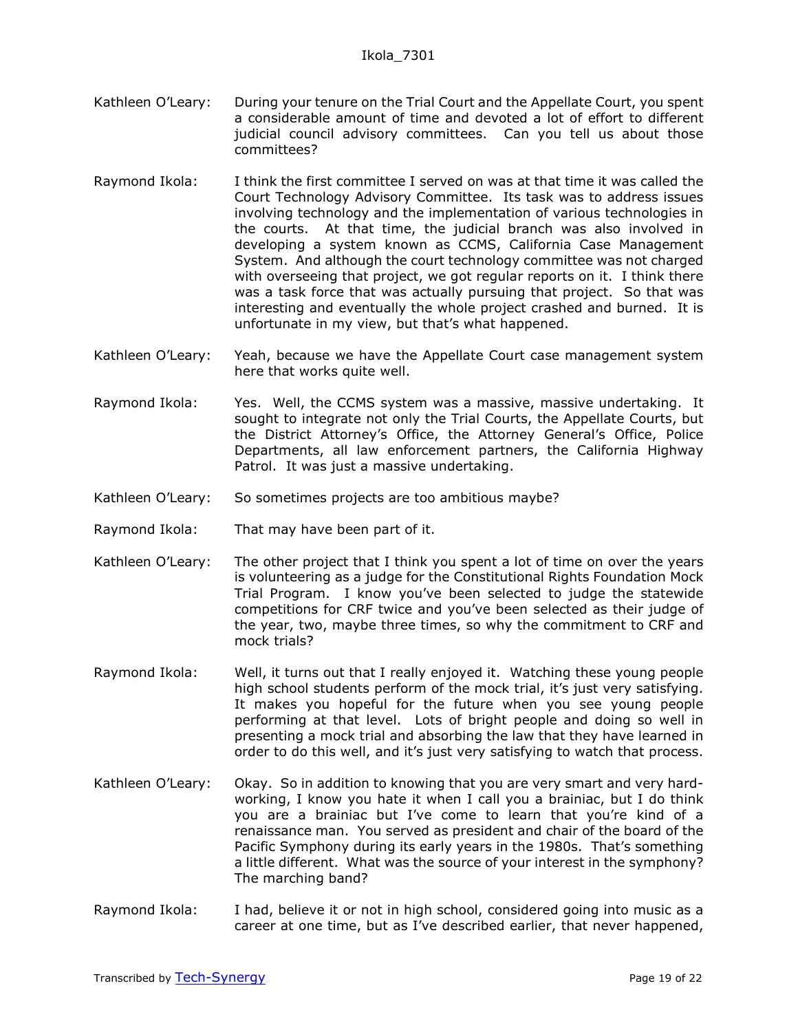Kathleen O'Leary: During your tenure on the Trial Court and the Appellate Court, you spent a considerable amount of time and devoted a lot of effort to different judicial council advisory committees. Can you tell us about those committees?

Raymond Ikola: I think the first committee I served on was at that time it was called the Court Technology Advisory Committee. Its task was to address issues involving technology and the implementation of various technologies in the courts. At that time, the judicial branch was also involved in developing a system known as CCMS, California Case Management System. And although the court technology committee was not charged with overseeing that project, we got regular reports on it. I think there was a task force that was actually pursuing that project. So that was interesting and eventually the whole project crashed and burned. It is unfortunate in my view, but that's what happened.

Kathleen O'Leary: Yeah, because we have the Appellate Court case management system here that works quite well.

Raymond Ikola: Yes. Well, the CCMS system was a massive, massive undertaking. It sought to integrate not only the Trial Courts, the Appellate Courts, but the District Attorney's Office, the Attorney General's Office, Police Departments, all law enforcement partners, the California Highway Patrol. It was just a massive undertaking.

Kathleen O'Leary: So sometimes projects are too ambitious maybe?

Raymond Ikola: That may have been part of it.

Kathleen O'Leary: The other project that I think you spent a lot of time on over the years is volunteering as a judge for the Constitutional Rights Foundation Mock Trial Program. I know you've been selected to judge the statewide competitions for CRF twice and you've been selected as their judge of the year, two, maybe three times, so why the commitment to CRF and mock trials?

Raymond Ikola: Well, it turns out that I really enjoyed it. Watching these young people high school students perform of the mock trial, it's just very satisfying. It makes you hopeful for the future when you see young people performing at that level. Lots of bright people and doing so well in presenting a mock trial and absorbing the law that they have learned in order to do this well, and it's just very satisfying to watch that process.

Kathleen O'Leary: Okay. So in addition to knowing that you are very smart and very hard-working, I know you hate it when I call you a brainiac, but I do think you are a brainiac but I've come to learn that you're kind of a renaissance man. You served as president and chair of the board of the Pacific Symphony during its early years in the 1980s. That's something a little different. What was the source of your interest in the symphony? The marching band?

Raymond Ikola: I had, believe it or not in high school, considered going into music as a career at one time, but as I've described earlier, that never happened,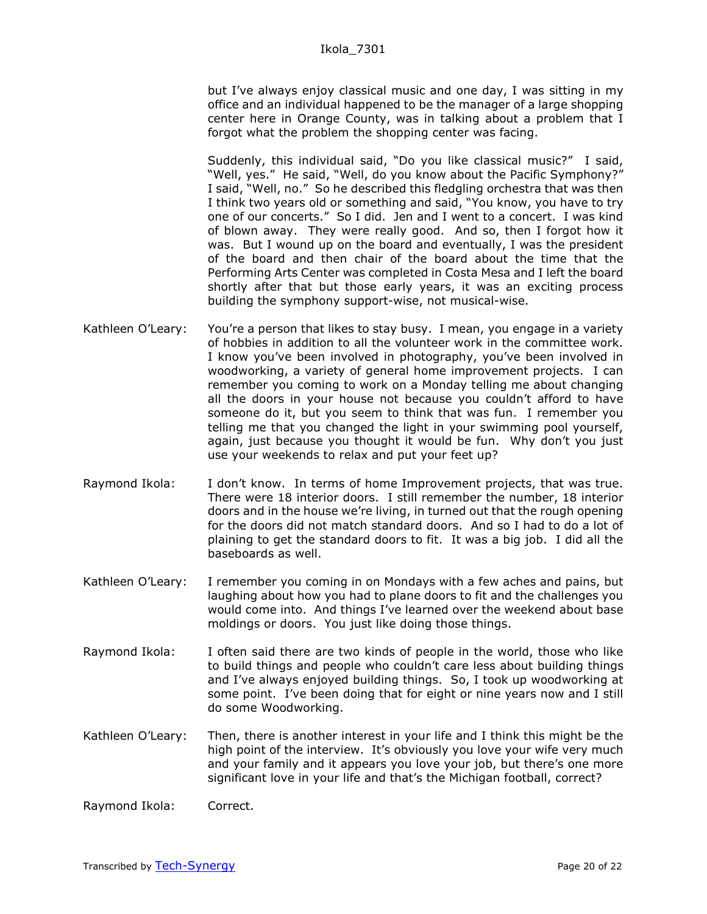but I've always enjoy classical music and one day, I was sitting in my office and an individual happened to be the manager of a large shopping center here in Orange County, was in talking about a problem that I forgot what the problem the shopping center was facing.

Suddenly, this individual said, "Do you like classical music?" I said, "Well, yes." He said, "Well, do you know about the Pacific Symphony?" I said, "Well, no." So he described this fledgling orchestra that was then I think two years old or something and said, "You know, you have to try one of our concerts." So I did. Jen and I went to a concert. I was kind of blown away. They were really good. And so, then I forgot how it was. But I wound up on the board and eventually, I was the president of the board and then chair of the board about the time that the Performing Arts Center was completed in Costa Mesa and I left the board shortly after that but those early years, it was an exciting process building the symphony support-wise, not musical-wise.

Kathleen O'Leary: You're a person that likes to stay busy. I mean, you engage in a variety of hobbies in addition to all the volunteer work in the committee work. I know you've been involved in photography, you've been involved in woodworking, a variety of general home improvement projects. I can remember you coming to work on a Monday telling me about changing all the doors in your house not because you couldn't afford to have someone do it, but you seem to think that was fun. I remember you telling me that you changed the light in your swimming pool yourself, again, just because you thought it would be fun. Why don't you just use your weekends to relax and put your feet up?

Raymond Ikola: I don't know. In terms of home Improvement projects, that was true. There were 18 interior doors. I still remember the number, 18 interior doors and in the house we're living, in turned out that the rough opening for the doors did not match standard doors. And so I had to do a lot of plaining to get the standard doors to fit. It was a big job. I did all the baseboards as well.

Kathleen O'Leary: I remember you coming in on Mondays with a few aches and pains, but laughing about how you had to plane doors to fit and the challenges you would come into. And things I've learned over the weekend about base moldings or doors. You just like doing those things.

Raymond Ikola: I often said there are two kinds of people in the world, those who like to build things and people who couldn't care less about building things and I've always enjoyed building things. So, I took up woodworking at some point. I've been doing that for eight or nine years now and I still do some Woodworking.

Kathleen O'Leary: Then, there is another interest in your life and I think this might be the high point of the interview. It's obviously you love your wife very much and your family and it appears you love your job, but there's one more significant love in your life and that's the Michigan football, correct?

Raymond Ikola: Correct.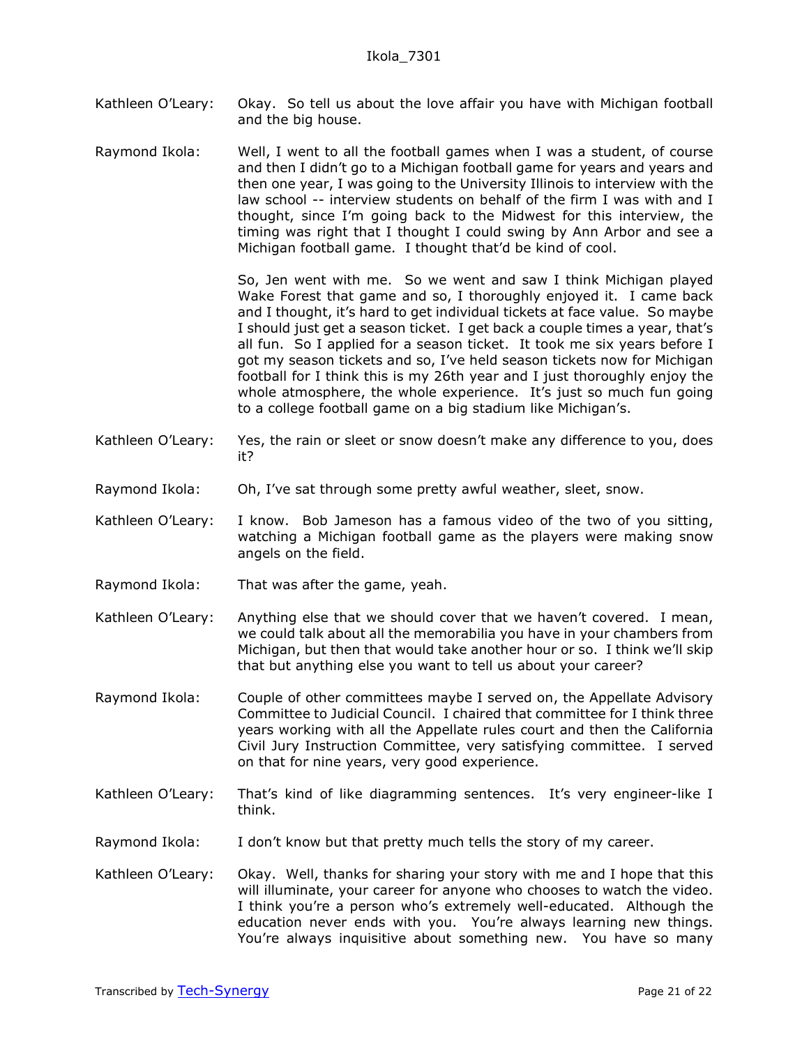Kathleen O'Leary: Okay. So tell us about the love affair you have with Michigan football and the big house.

Raymond Ikola: Well, I went to all the football games when I was a student, of course and then I didn't go to a Michigan football game for years and years and then one year, I was going to the University Illinois to interview with the law school -- interview students on behalf of the firm I was with and I thought, since I'm going back to the Midwest for this interview, the timing was right that I thought I could swing by Ann Arbor and see a Michigan football game. I thought that'd be kind of cool.

So, Jen went with me. So we went and saw I think Michigan played Wake Forest that game and so, I thoroughly enjoyed it. I came back and I thought, it's hard to get individual tickets at face value. So maybe I should just get a season ticket. I get back a couple times a year, that's all fun. So I applied for a season ticket. It took me six years before I got my season tickets and so, I've held season tickets now for Michigan football for I think this is my 26th year and I just thoroughly enjoy the whole atmosphere, the whole experience. It's just so much fun going to a college football game on a big stadium like Michigan's.

Kathleen O'Leary: Yes, the rain or sleet or snow doesn't make any difference to you, does it?

Raymond Ikola: Oh, I've sat through some pretty awful weather, sleet, snow.

Kathleen O'Leary: I know. Bob Jameson has a famous video of the two of you sitting, watching a Michigan football game as the players were making snow angels on the field.

Raymond Ikola: That was after the game, yeah.

Kathleen O'Leary: Anything else that we should cover that we haven't covered. I mean, we could talk about all the memorabilia you have in your chambers from Michigan, but then that would take another hour or so. I think we'll skip that but anything else you want to tell us about your career?

Raymond Ikola: Couple of other committees maybe I served on, the Appellate Advisory Committee to Judicial Council. I chaired that committee for I think three years working with all the Appellate rules court and then the California Civil Jury Instruction Committee, very satisfying committee. I served on that for nine years, very good experience.

Kathleen O'Leary: That's kind of like diagramming sentences. It's very engineer-like I think.

Raymond Ikola: I don't know but that pretty much tells the story of my career.

Kathleen O'Leary: Okay. Well, thanks for sharing your story with me and I hope that this will illuminate, your career for anyone who chooses to watch the video. I think you're a person who's extremely well-educated. Although the education never ends with you. You're always learning new things. You're always inquisitive about something new. You have so many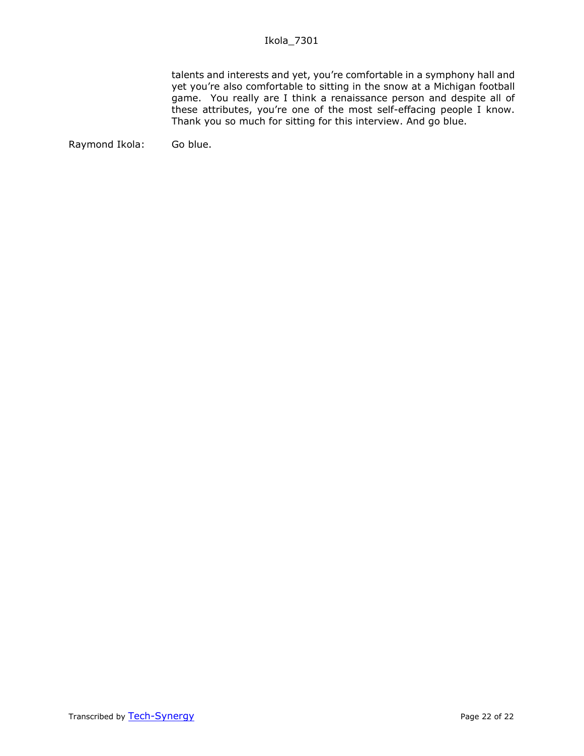talents and interests and yet, you're comfortable in a symphony hall and yet you're also comfortable to sitting in the snow at a Michigan football game. You really are I think a renaissance person and despite all of these attributes, you're one of the most self-effacing people I know. Thank you so much for sitting for this interview. And go blue.

Raymond Ikola: Go blue.